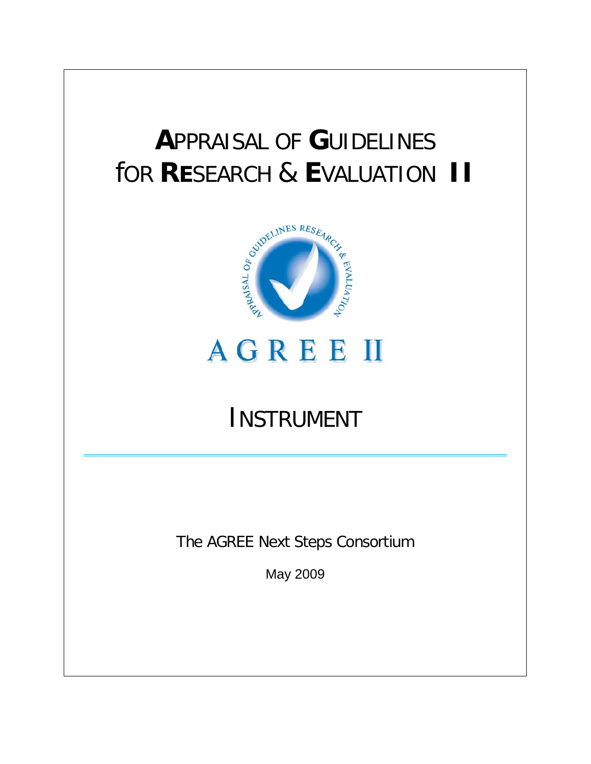# APPRAISAL OF GUIDELINES FOR RESEARCH & EVALUATION II

AGREE II

## INSTRUMENT

The AGREE Next Steps Consortium

May 2009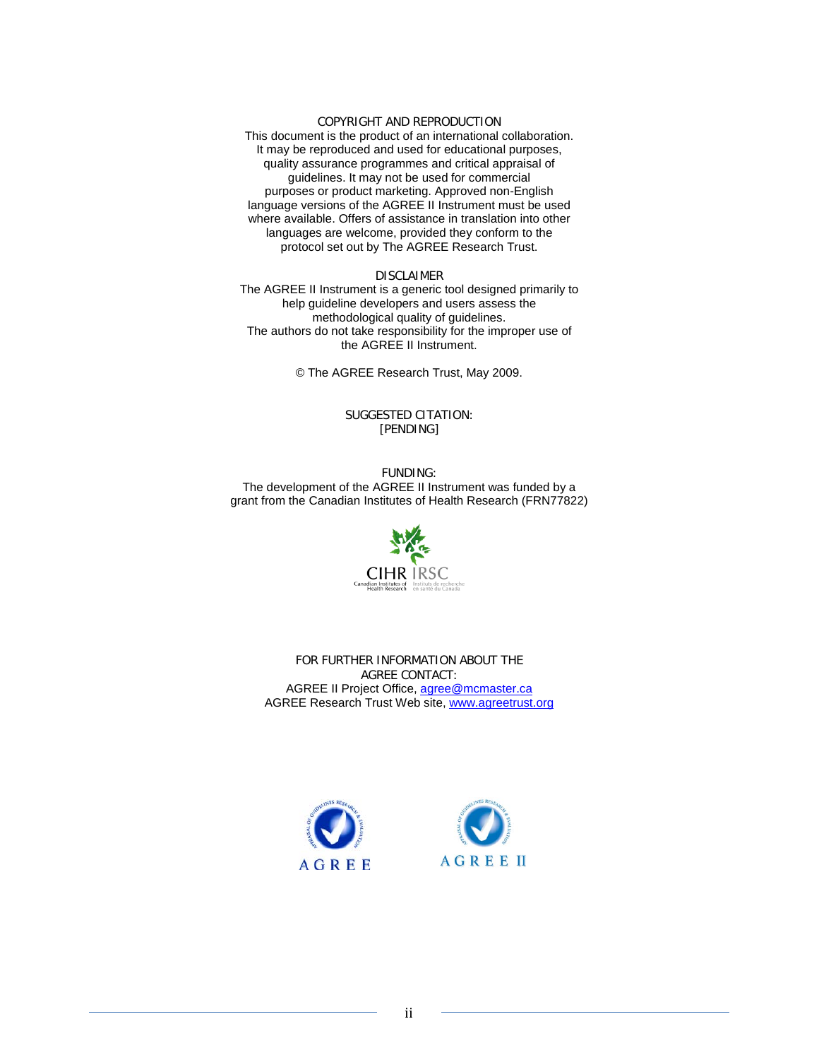COPYRIGHT AND REPRODUCTION

This document is the product of an international collaboration. It may be reproduced and used for educational purposes, quality assurance programmes and critical appraisal of guidelines. It may not be used for commercial purposes or product marketing. Approved non-English language versions of the AGREE II Instrument must be used where available. Offers of assistance in translation into other languages are welcome, provided they conform to the protocol set out by The AGREE Research Trust.

DISCLAIMER

The AGREE II Instrument is a generic tool designed primarily to help guideline developers and users assess the methodological quality of guidelines.
The authors do not take responsibility for the improper use of the AGREE II Instrument.

© The AGREE Research Trust, May 2009.

SUGGESTED CITATION:
[PENDING]

FUNDING:
The development of the AGREE II Instrument was funded by a grant from the Canadian Institutes of Health Research (FRN77822)

FOR FURTHER INFORMATION ABOUT THE AGREE CONTACT:
AGREE II Project Office, agree@mcmaster.ca
AGREE Research Trust Web site, www.agreetrust.org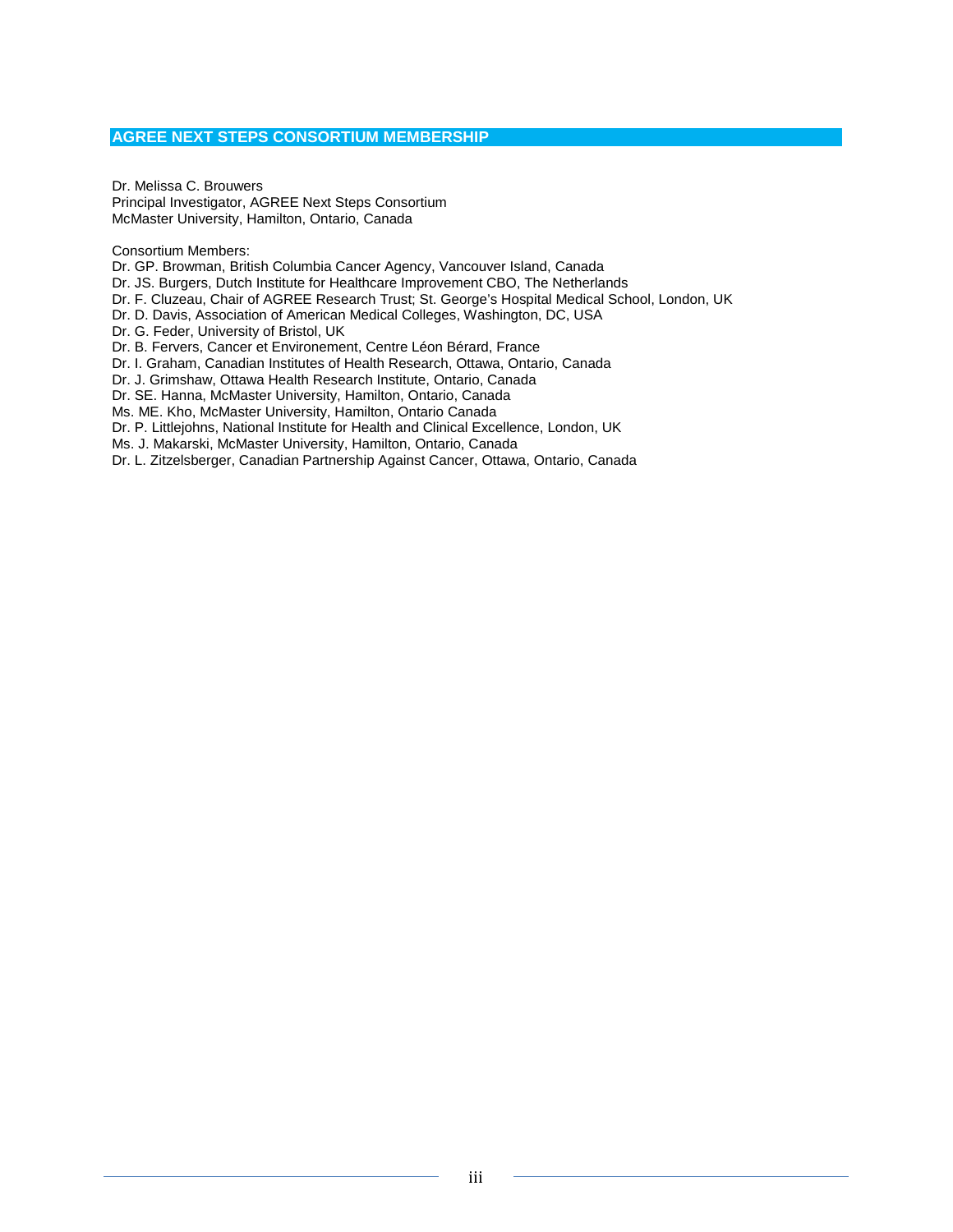## AGREE NEXT STEPS CONSORTIUM MEMBERSHIP

Dr. Melissa C. Brouwers
Principal Investigator, AGREE Next Steps Consortium
McMaster University, Hamilton, Ontario, Canada

Consortium Members:
Dr. GP. Browman, British Columbia Cancer Agency, Vancouver Island, Canada
Dr. JS. Burgers, Dutch Institute for Healthcare Improvement CBO, The Netherlands
Dr. F. Cluzeau, Chair of AGREE Research Trust; St. George's Hospital Medical School, London, UK
Dr. D. Davis, Association of American Medical Colleges, Washington, DC, USA
Dr. G. Feder, University of Bristol, UK
Dr. B. Fervers, Cancer et Environement, Centre Léon Bérard, France
Dr. I. Graham, Canadian Institutes of Health Research, Ottawa, Ontario, Canada
Dr. J. Grimshaw, Ottawa Health Research Institute, Ontario, Canada
Dr. SE. Hanna, McMaster University, Hamilton, Ontario, Canada
Ms. ME. Kho, McMaster University, Hamilton, Ontario Canada
Dr. P. Littlejohns, National Institute for Health and Clinical Excellence, London, UK
Ms. J. Makarski, McMaster University, Hamilton, Ontario, Canada
Dr. L. Zitzelsberger, Canadian Partnership Against Cancer, Ottawa, Ontario, Canada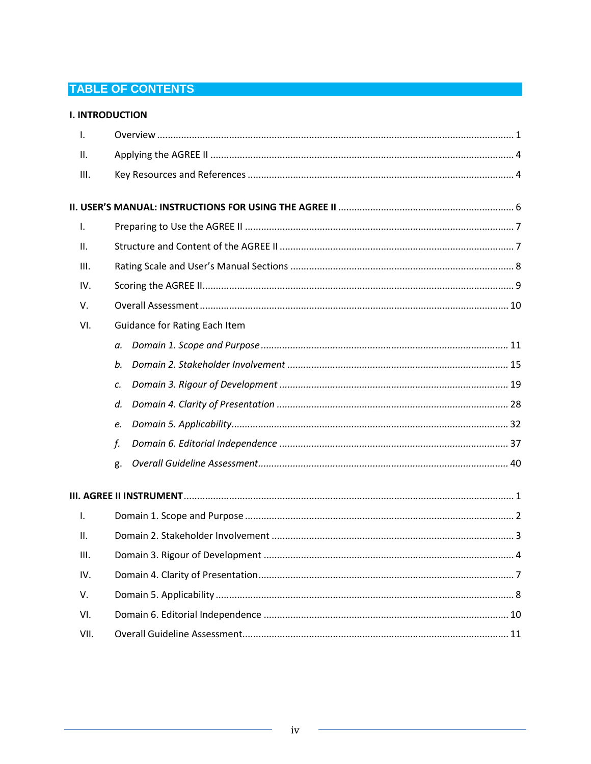# TABLE OF CONTENTS

**I. INTRODUCTION**

I. Overview .................... 1

II. Applying the AGREE II .................... 4

III. Key Resources and References .................... 4

**II. USER'S MANUAL: INSTRUCTIONS FOR USING THE AGREE II** .................... 6

I. Preparing to Use the AGREE II .................... 7

II. Structure and Content of the AGREE II .................... 7

III. Rating Scale and User's Manual Sections .................... 8

IV. Scoring the AGREE II .................... 9

V. Overall Assessment .................... 10

VI. Guidance for Rating Each Item

- *a. Domain 1. Scope and Purpose* .................... 11
- *b. Domain 2. Stakeholder Involvement* .................... 15
- *c. Domain 3. Rigour of Development* .................... 19
- *d. Domain 4. Clarity of Presentation* .................... 28
- *e. Domain 5. Applicability* .................... 32
- *f. Domain 6. Editorial Independence* .................... 37
- g. *Overall Guideline Assessment* .................... 40

**III. AGREE II INSTRUMENT** .................... 1

I. Domain 1. Scope and Purpose .................... 2

II. Domain 2. Stakeholder Involvement .................... 3

III. Domain 3. Rigour of Development .................... 4

IV. Domain 4. Clarity of Presentation .................... 7

V. Domain 5. Applicability .................... 8

VI. Domain 6. Editorial Independence .................... 10

VII. Overall Guideline Assessment .................... 11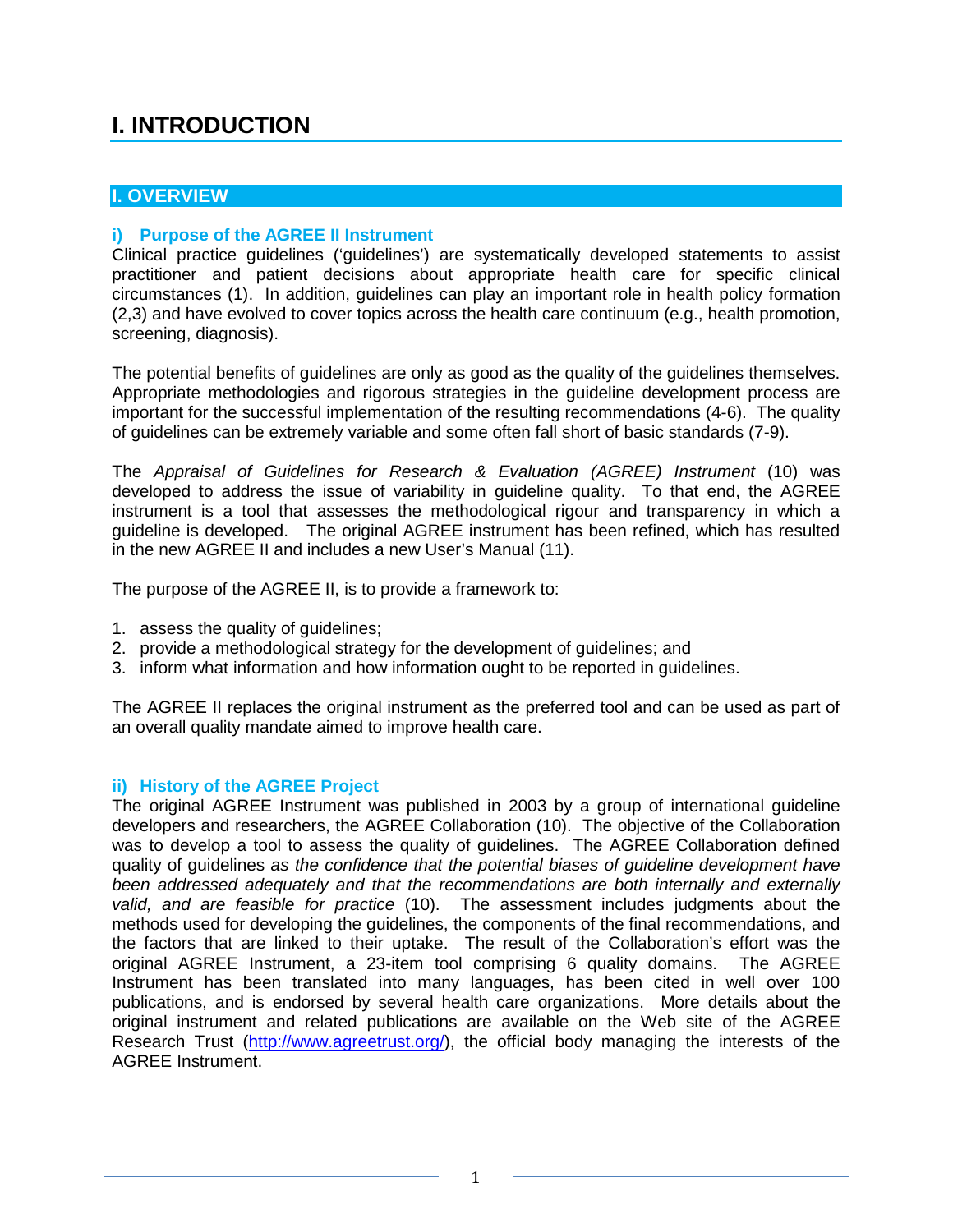# I. INTRODUCTION

## I. OVERVIEW

### i) Purpose of the AGREE II Instrument

Clinical practice guidelines ('guidelines') are systematically developed statements to assist practitioner and patient decisions about appropriate health care for specific clinical circumstances (1). In addition, guidelines can play an important role in health policy formation (2,3) and have evolved to cover topics across the health care continuum (e.g., health promotion, screening, diagnosis).

The potential benefits of guidelines are only as good as the quality of the guidelines themselves. Appropriate methodologies and rigorous strategies in the guideline development process are important for the successful implementation of the resulting recommendations (4-6). The quality of guidelines can be extremely variable and some often fall short of basic standards (7-9).

The *Appraisal of Guidelines for Research & Evaluation (AGREE) Instrument* (10) was developed to address the issue of variability in guideline quality. To that end, the AGREE instrument is a tool that assesses the methodological rigour and transparency in which a guideline is developed. The original AGREE instrument has been refined, which has resulted in the new AGREE II and includes a new User's Manual (11).

The purpose of the AGREE II, is to provide a framework to:

1. assess the quality of guidelines;
2. provide a methodological strategy for the development of guidelines; and
3. inform what information and how information ought to be reported in guidelines.

The AGREE II replaces the original instrument as the preferred tool and can be used as part of an overall quality mandate aimed to improve health care.

### ii) History of the AGREE Project

The original AGREE Instrument was published in 2003 by a group of international guideline developers and researchers, the AGREE Collaboration (10). The objective of the Collaboration was to develop a tool to assess the quality of guidelines. The AGREE Collaboration defined quality of guidelines *as the confidence that the potential biases of guideline development have been addressed adequately and that the recommendations are both internally and externally valid, and are feasible for practice* (10). The assessment includes judgments about the methods used for developing the guidelines, the components of the final recommendations, and the factors that are linked to their uptake. The result of the Collaboration's effort was the original AGREE Instrument, a 23-item tool comprising 6 quality domains. The AGREE Instrument has been translated into many languages, has been cited in well over 100 publications, and is endorsed by several health care organizations. More details about the original instrument and related publications are available on the Web site of the AGREE Research Trust (http://www.agreetrust.org/), the official body managing the interests of the AGREE Instrument.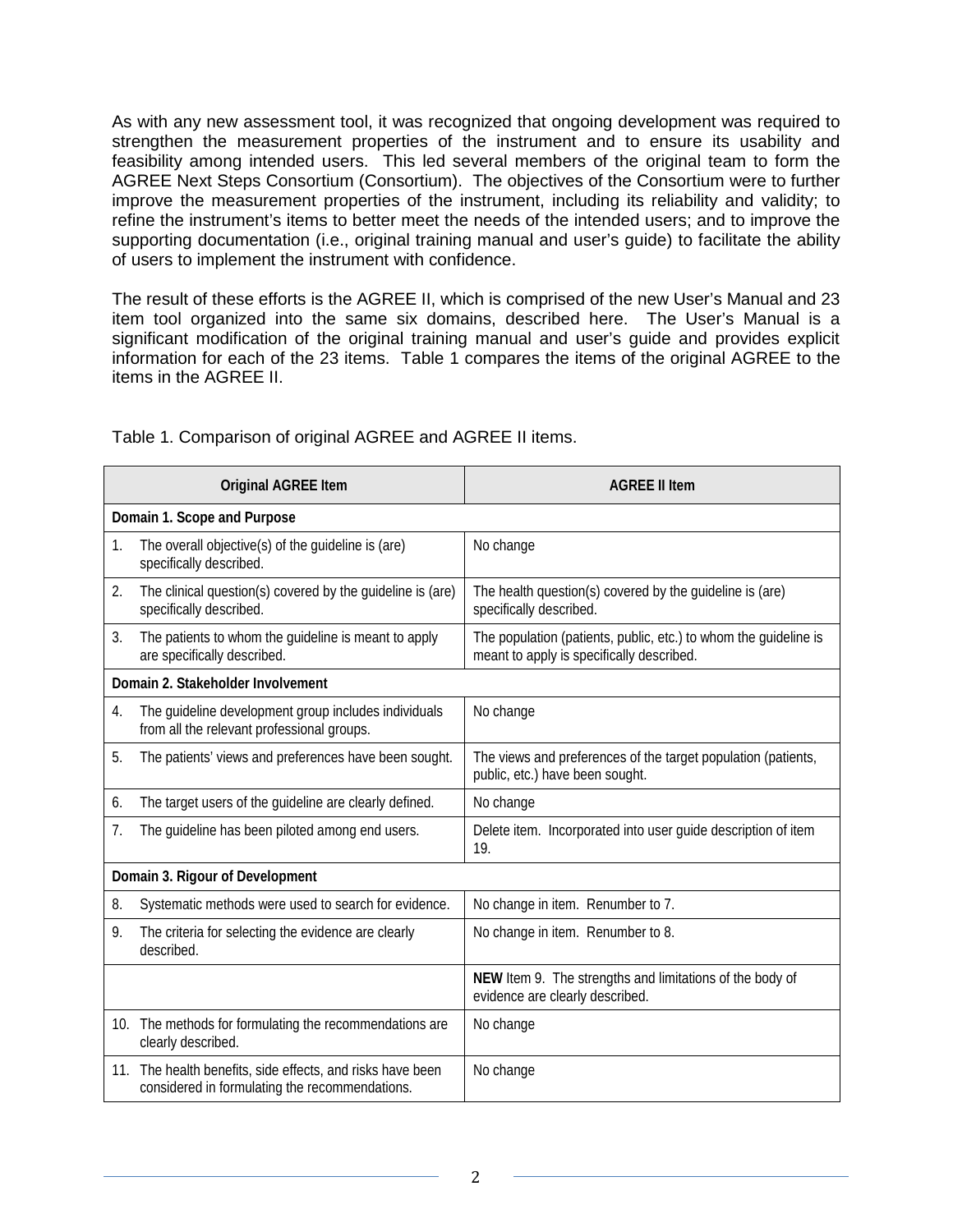As with any new assessment tool, it was recognized that ongoing development was required to strengthen the measurement properties of the instrument and to ensure its usability and feasibility among intended users. This led several members of the original team to form the AGREE Next Steps Consortium (Consortium). The objectives of the Consortium were to further improve the measurement properties of the instrument, including its reliability and validity; to refine the instrument's items to better meet the needs of the intended users; and to improve the supporting documentation (i.e., original training manual and user's guide) to facilitate the ability of users to implement the instrument with confidence.

The result of these efforts is the AGREE II, which is comprised of the new User's Manual and 23 item tool organized into the same six domains, described here. The User's Manual is a significant modification of the original training manual and user's guide and provides explicit information for each of the 23 items. Table 1 compares the items of the original AGREE to the items in the AGREE II.

Table 1. Comparison of original AGREE and AGREE II items.

| Original AGREE Item | AGREE II Item |
|---|---|
| **Domain 1. Scope and Purpose** | |
| 1. The overall objective(s) of the guideline is (are) specifically described. | No change |
| 2. The clinical question(s) covered by the guideline is (are) specifically described. | The health question(s) covered by the guideline is (are) specifically described. |
| 3. The patients to whom the guideline is meant to apply are specifically described. | The population (patients, public, etc.) to whom the guideline is meant to apply is specifically described. |
| **Domain 2. Stakeholder Involvement** | |
| 4. The guideline development group includes individuals from all the relevant professional groups. | No change |
| 5. The patients' views and preferences have been sought. | The views and preferences of the target population (patients, public, etc.) have been sought. |
| 6. The target users of the guideline are clearly defined. | No change |
| 7. The guideline has been piloted among end users. | Delete item. Incorporated into user guide description of item 19. |
| **Domain 3. Rigour of Development** | |
| 8. Systematic methods were used to search for evidence. | No change in item. Renumber to 7. |
| 9. The criteria for selecting the evidence are clearly described. | No change in item. Renumber to 8. |
| | **NEW** Item 9. The strengths and limitations of the body of evidence are clearly described. |
| 10. The methods for formulating the recommendations are clearly described. | No change |
| 11. The health benefits, side effects, and risks have been considered in formulating the recommendations. | No change |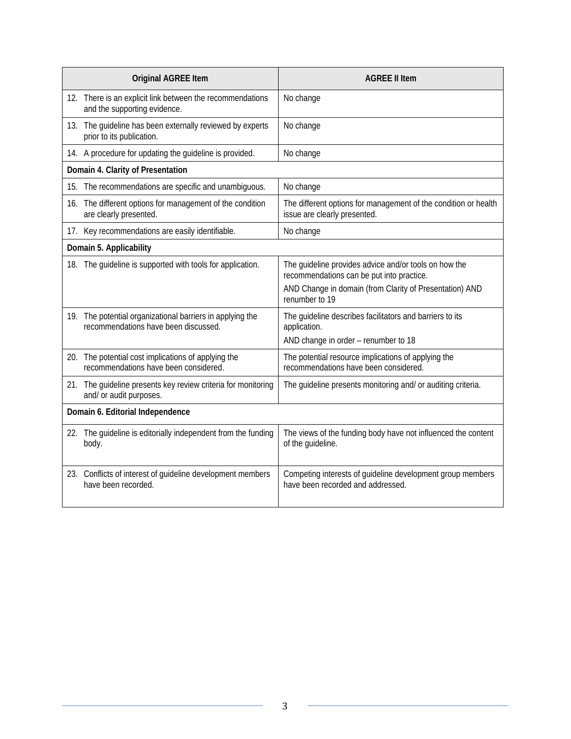| Original AGREE Item | AGREE II Item |
|---|---|
| 12. There is an explicit link between the recommendations and the supporting evidence. | No change |
| 13. The guideline has been externally reviewed by experts prior to its publication. | No change |
| 14. A procedure for updating the guideline is provided. | No change |
| **Domain 4. Clarity of Presentation** | |
| 15. The recommendations are specific and unambiguous. | No change |
| 16. The different options for management of the condition are clearly presented. | The different options for management of the condition or health issue are clearly presented. |
| 17. Key recommendations are easily identifiable. | No change |
| **Domain 5. Applicability** | |
| 18. The guideline is supported with tools for application. | The guideline provides advice and/or tools on how the recommendations can be put into practice.<br>AND Change in domain (from Clarity of Presentation) AND renumber to 19 |
| 19. The potential organizational barriers in applying the recommendations have been discussed. | The guideline describes facilitators and barriers to its application.<br>AND change in order – renumber to 18 |
| 20. The potential cost implications of applying the recommendations have been considered. | The potential resource implications of applying the recommendations have been considered. |
| 21. The guideline presents key review criteria for monitoring and/ or audit purposes. | The guideline presents monitoring and/ or auditing criteria. |
| **Domain 6. Editorial Independence** | |
| 22. The guideline is editorially independent from the funding body. | The views of the funding body have not influenced the content of the guideline. |
| 23. Conflicts of interest of guideline development members have been recorded. | Competing interests of guideline development group members have been recorded and addressed. |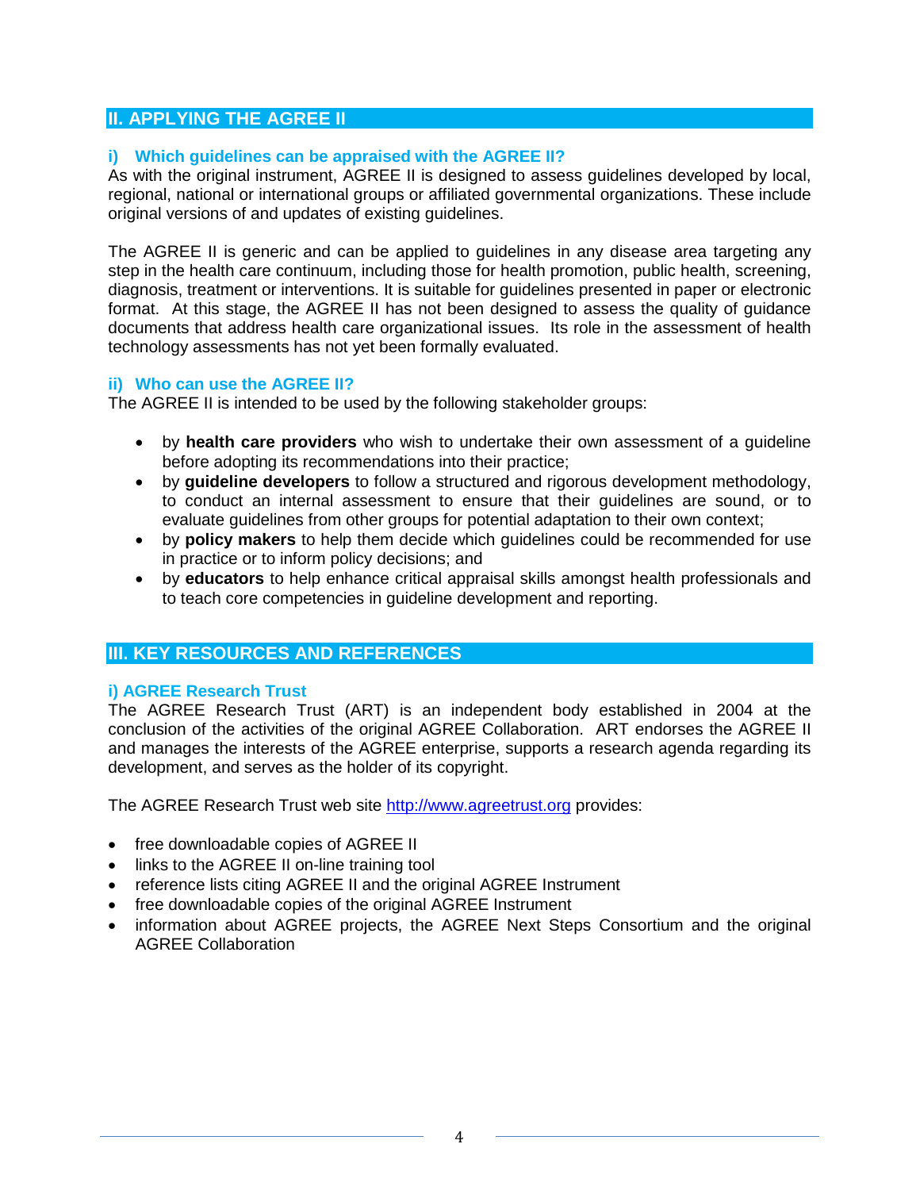## II. APPLYING THE AGREE II

### i) Which guidelines can be appraised with the AGREE II?

As with the original instrument, AGREE II is designed to assess guidelines developed by local, regional, national or international groups or affiliated governmental organizations. These include original versions of and updates of existing guidelines.

The AGREE II is generic and can be applied to guidelines in any disease area targeting any step in the health care continuum, including those for health promotion, public health, screening, diagnosis, treatment or interventions. It is suitable for guidelines presented in paper or electronic format. At this stage, the AGREE II has not been designed to assess the quality of guidance documents that address health care organizational issues. Its role in the assessment of health technology assessments has not yet been formally evaluated.

### ii) Who can use the AGREE II?

The AGREE II is intended to be used by the following stakeholder groups:

- by **health care providers** who wish to undertake their own assessment of a guideline before adopting its recommendations into their practice;
- by **guideline developers** to follow a structured and rigorous development methodology, to conduct an internal assessment to ensure that their guidelines are sound, or to evaluate guidelines from other groups for potential adaptation to their own context;
- by **policy makers** to help them decide which guidelines could be recommended for use in practice or to inform policy decisions; and
- by **educators** to help enhance critical appraisal skills amongst health professionals and to teach core competencies in guideline development and reporting.

## III. KEY RESOURCES AND REFERENCES

### i) AGREE Research Trust

The AGREE Research Trust (ART) is an independent body established in 2004 at the conclusion of the activities of the original AGREE Collaboration. ART endorses the AGREE II and manages the interests of the AGREE enterprise, supports a research agenda regarding its development, and serves as the holder of its copyright.

The AGREE Research Trust web site [http://www.agreetrust.org](http://www.agreetrust.org) provides:

- free downloadable copies of AGREE II
- links to the AGREE II on-line training tool
- reference lists citing AGREE II and the original AGREE Instrument
- free downloadable copies of the original AGREE Instrument
- information about AGREE projects, the AGREE Next Steps Consortium and the original AGREE Collaboration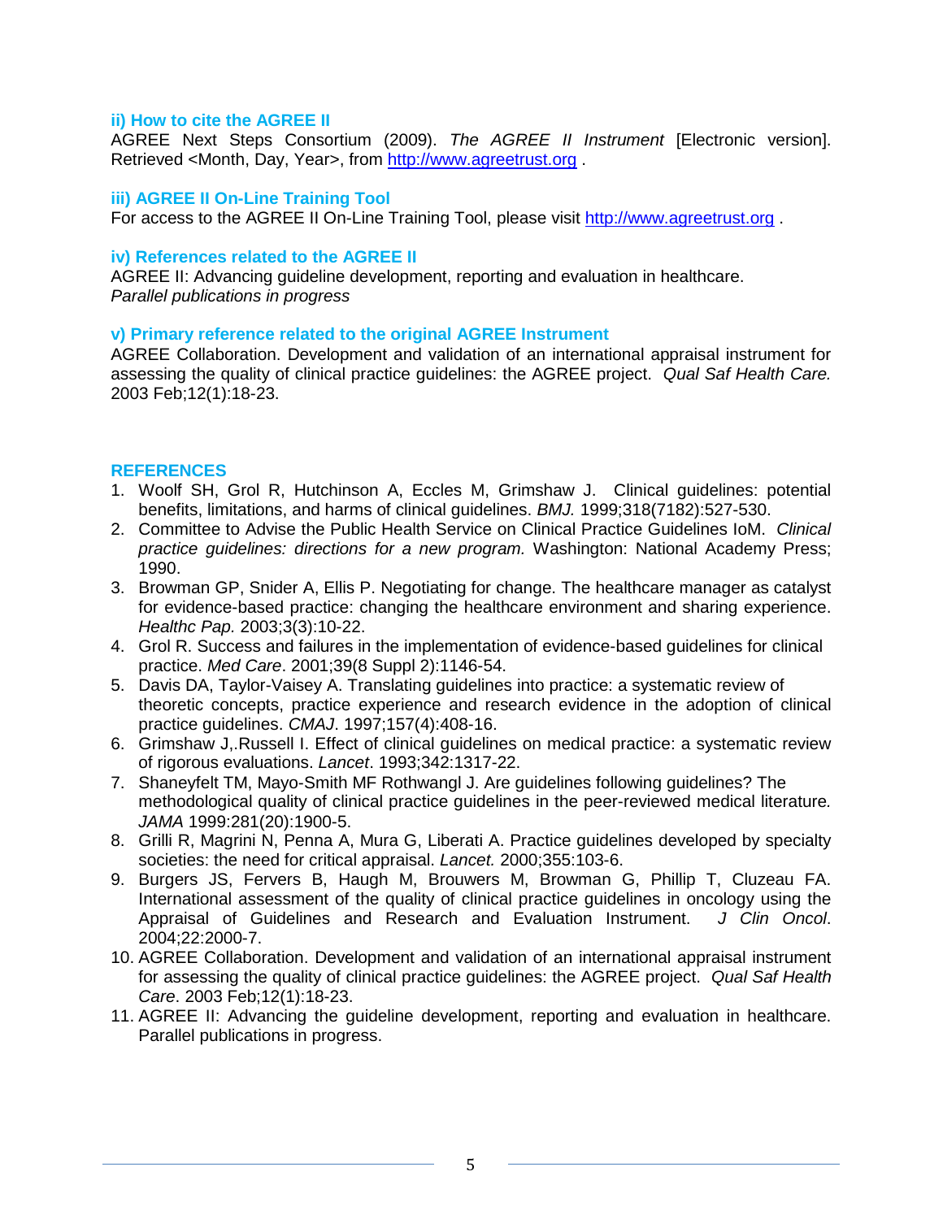### ii) How to cite the AGREE II

AGREE Next Steps Consortium (2009). *The AGREE II Instrument* [Electronic version]. Retrieved <Month, Day, Year>, from http://www.agreetrust.org .

### iii) AGREE II On-Line Training Tool

For access to the AGREE II On-Line Training Tool, please visit http://www.agreetrust.org .

### iv) References related to the AGREE II

AGREE II: Advancing guideline development, reporting and evaluation in healthcare.
*Parallel publications in progress*

### v) Primary reference related to the original AGREE Instrument

AGREE Collaboration. Development and validation of an international appraisal instrument for assessing the quality of clinical practice guidelines: the AGREE project. *Qual Saf Health Care.* 2003 Feb;12(1):18-23.

## REFERENCES

1. Woolf SH, Grol R, Hutchinson A, Eccles M, Grimshaw J. Clinical guidelines: potential benefits, limitations, and harms of clinical guidelines. *BMJ.* 1999;318(7182):527-530.
2. Committee to Advise the Public Health Service on Clinical Practice Guidelines IoM. *Clinical practice guidelines: directions for a new program.* Washington: National Academy Press; 1990.
3. Browman GP, Snider A, Ellis P. Negotiating for change. The healthcare manager as catalyst for evidence-based practice: changing the healthcare environment and sharing experience. *Healthc Pap.* 2003;3(3):10-22.
4. Grol R. Success and failures in the implementation of evidence-based guidelines for clinical practice. *Med Care*. 2001;39(8 Suppl 2):1146-54.
5. Davis DA, Taylor-Vaisey A. Translating guidelines into practice: a systematic review of theoretic concepts, practice experience and research evidence in the adoption of clinical practice guidelines. *CMAJ*. 1997;157(4):408-16.
6. Grimshaw J,.Russell I. Effect of clinical guidelines on medical practice: a systematic review of rigorous evaluations. *Lancet*. 1993;342:1317-22.
7. Shaneyfelt TM, Mayo-Smith MF Rothwangl J. Are guidelines following guidelines? The methodological quality of clinical practice guidelines in the peer-reviewed medical literature*.* *JAMA* 1999:281(20):1900-5.
8. Grilli R, Magrini N, Penna A, Mura G, Liberati A. Practice guidelines developed by specialty societies: the need for critical appraisal. *Lancet.* 2000;355:103-6.
9. Burgers JS, Fervers B, Haugh M, Brouwers M, Browman G, Phillip T, Cluzeau FA. International assessment of the quality of clinical practice guidelines in oncology using the Appraisal of Guidelines and Research and Evaluation Instrument. *J Clin Oncol*. 2004;22:2000-7.
10. AGREE Collaboration. Development and validation of an international appraisal instrument for assessing the quality of clinical practice guidelines: the AGREE project. *Qual Saf Health Care*. 2003 Feb;12(1):18-23.
11. AGREE II: Advancing the guideline development, reporting and evaluation in healthcare. Parallel publications in progress.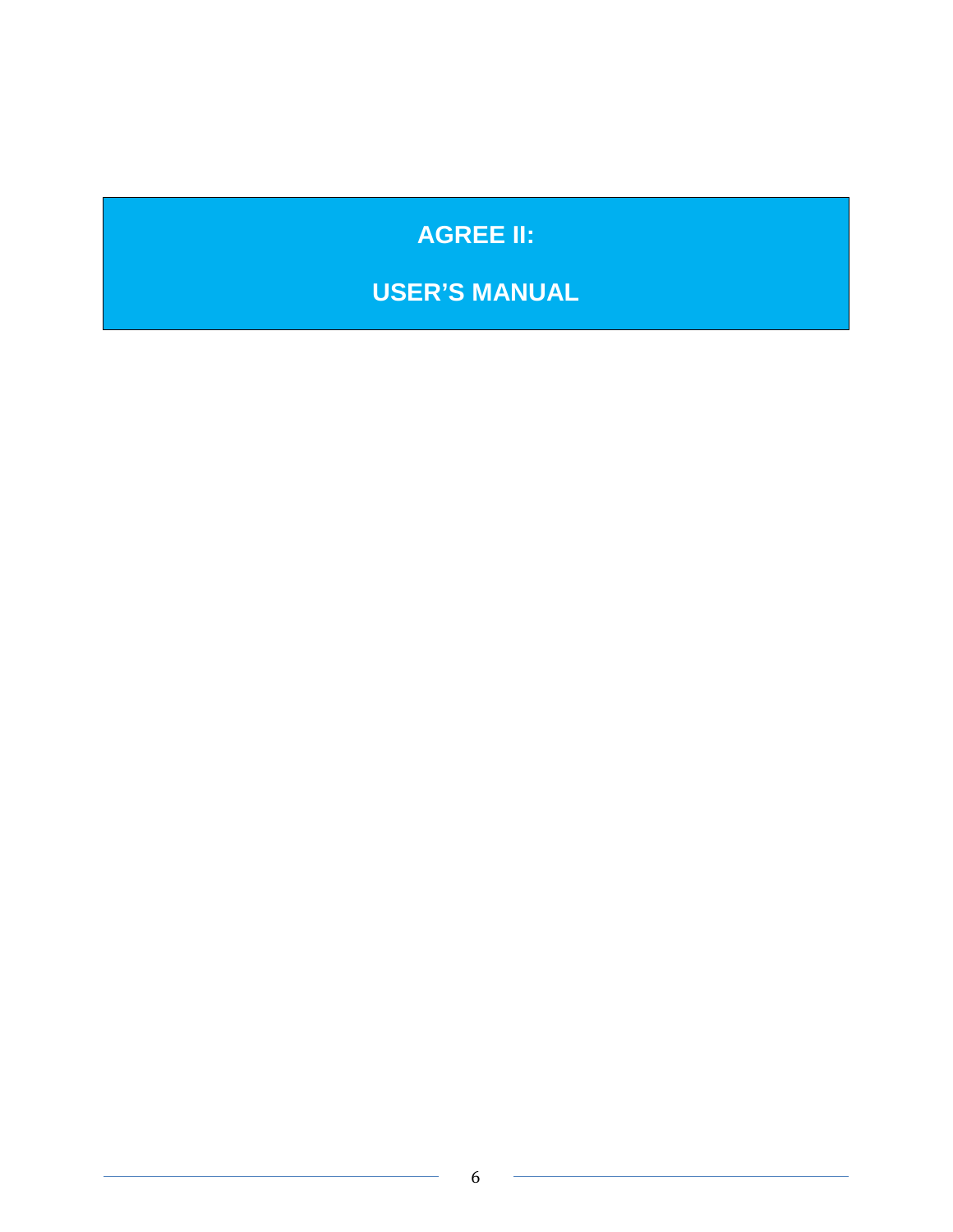# AGREE II:

# USER'S MANUAL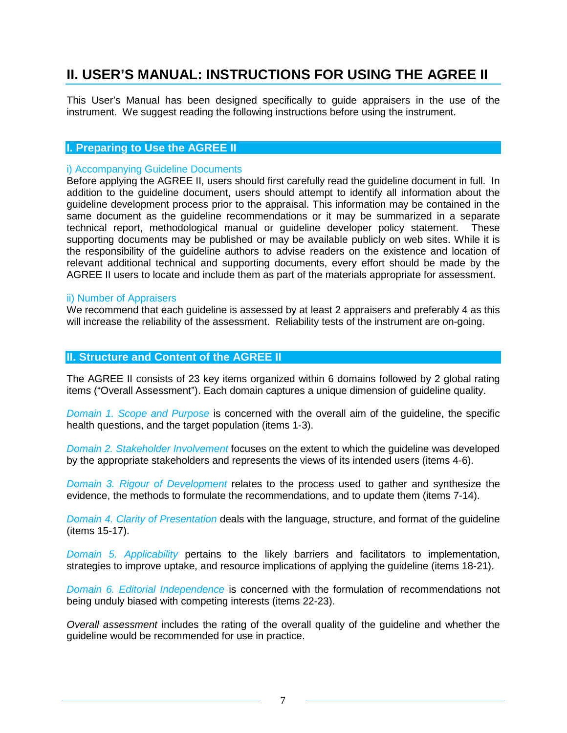# II. USER'S MANUAL: INSTRUCTIONS FOR USING THE AGREE II

This User's Manual has been designed specifically to guide appraisers in the use of the instrument. We suggest reading the following instructions before using the instrument.

## I. Preparing to Use the AGREE II

### i) Accompanying Guideline Documents

Before applying the AGREE II, users should first carefully read the guideline document in full. In addition to the guideline document, users should attempt to identify all information about the guideline development process prior to the appraisal. This information may be contained in the same document as the guideline recommendations or it may be summarized in a separate technical report, methodological manual or guideline developer policy statement. These supporting documents may be published or may be available publicly on web sites. While it is the responsibility of the guideline authors to advise readers on the existence and location of relevant additional technical and supporting documents, every effort should be made by the AGREE II users to locate and include them as part of the materials appropriate for assessment.

### ii) Number of Appraisers

We recommend that each guideline is assessed by at least 2 appraisers and preferably 4 as this will increase the reliability of the assessment. Reliability tests of the instrument are on-going.

## II. Structure and Content of the AGREE II

The AGREE II consists of 23 key items organized within 6 domains followed by 2 global rating items ("Overall Assessment"). Each domain captures a unique dimension of guideline quality.

*Domain 1. Scope and Purpose* is concerned with the overall aim of the guideline, the specific health questions, and the target population (items 1-3).

*Domain 2. Stakeholder Involvement* focuses on the extent to which the guideline was developed by the appropriate stakeholders and represents the views of its intended users (items 4-6).

*Domain 3. Rigour of Development* relates to the process used to gather and synthesize the evidence, the methods to formulate the recommendations, and to update them (items 7-14).

*Domain 4. Clarity of Presentation* deals with the language, structure, and format of the guideline (items 15-17).

*Domain 5. Applicability* pertains to the likely barriers and facilitators to implementation, strategies to improve uptake, and resource implications of applying the guideline (items 18-21).

*Domain 6. Editorial Independence* is concerned with the formulation of recommendations not being unduly biased with competing interests (items 22-23).

*Overall assessment* includes the rating of the overall quality of the guideline and whether the guideline would be recommended for use in practice.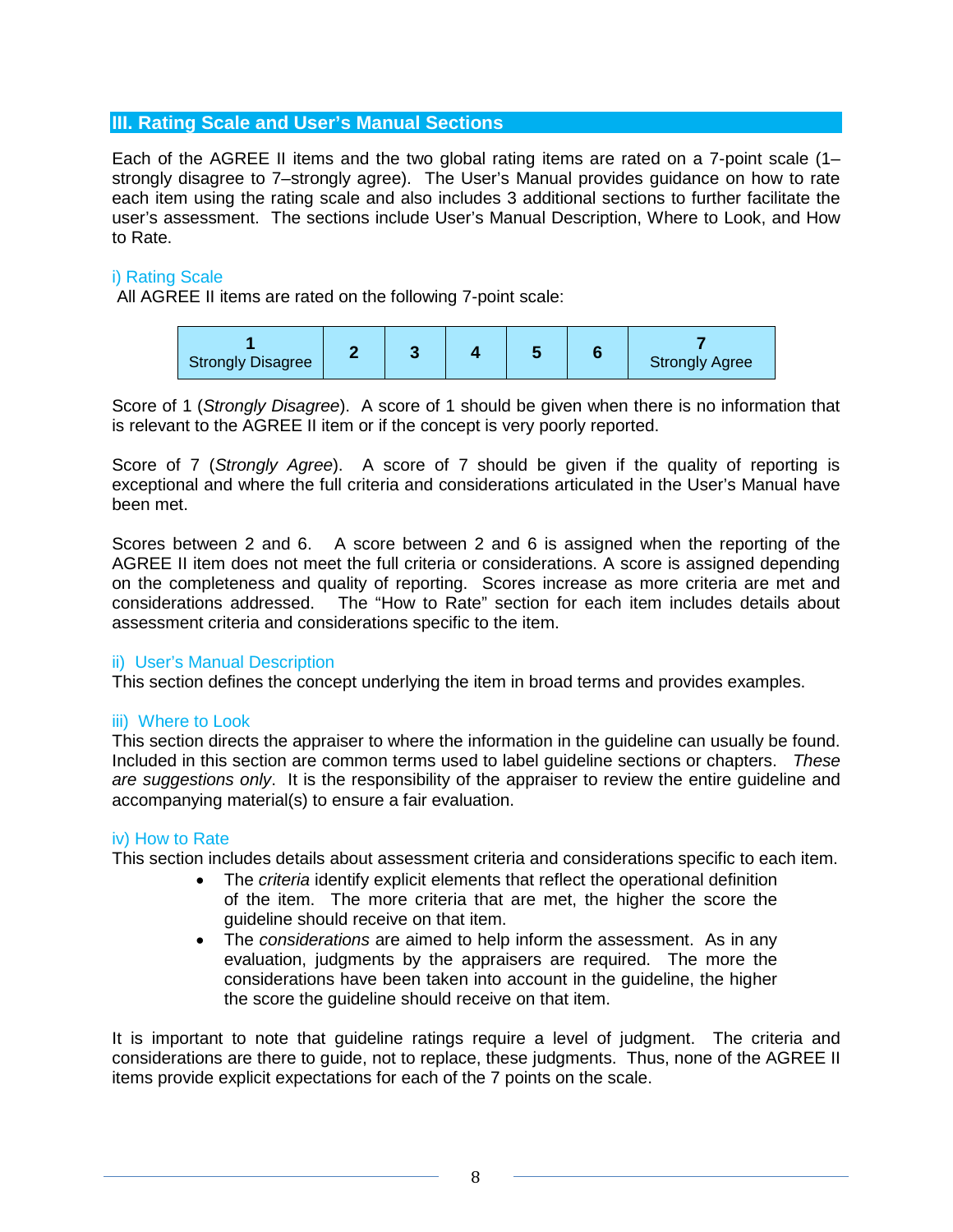## III. Rating Scale and User's Manual Sections

Each of the AGREE II items and the two global rating items are rated on a 7-point scale (1–strongly disagree to 7–strongly agree). The User's Manual provides guidance on how to rate each item using the rating scale and also includes 3 additional sections to further facilitate the user's assessment. The sections include User's Manual Description, Where to Look, and How to Rate.

### i) Rating Scale

All AGREE II items are rated on the following 7-point scale:

| 1 Strongly Disagree | 2 | 3 | 4 | 5 | 6 | 7 Strongly Agree |
|---|---|---|---|---|---|---|

Score of 1 (*Strongly Disagree*). A score of 1 should be given when there is no information that is relevant to the AGREE II item or if the concept is very poorly reported.

Score of 7 (*Strongly Agree*). A score of 7 should be given if the quality of reporting is exceptional and where the full criteria and considerations articulated in the User's Manual have been met.

Scores between 2 and 6. A score between 2 and 6 is assigned when the reporting of the AGREE II item does not meet the full criteria or considerations. A score is assigned depending on the completeness and quality of reporting. Scores increase as more criteria are met and considerations addressed. The "How to Rate" section for each item includes details about assessment criteria and considerations specific to the item.

### ii) User's Manual Description

This section defines the concept underlying the item in broad terms and provides examples.

### iii) Where to Look

This section directs the appraiser to where the information in the guideline can usually be found. Included in this section are common terms used to label guideline sections or chapters. *These are suggestions only*. It is the responsibility of the appraiser to review the entire guideline and accompanying material(s) to ensure a fair evaluation.

### iv) How to Rate

This section includes details about assessment criteria and considerations specific to each item.

- The *criteria* identify explicit elements that reflect the operational definition of the item. The more criteria that are met, the higher the score the guideline should receive on that item.
- The *considerations* are aimed to help inform the assessment. As in any evaluation, judgments by the appraisers are required. The more the considerations have been taken into account in the guideline, the higher the score the guideline should receive on that item.

It is important to note that guideline ratings require a level of judgment. The criteria and considerations are there to guide, not to replace, these judgments. Thus, none of the AGREE II items provide explicit expectations for each of the 7 points on the scale.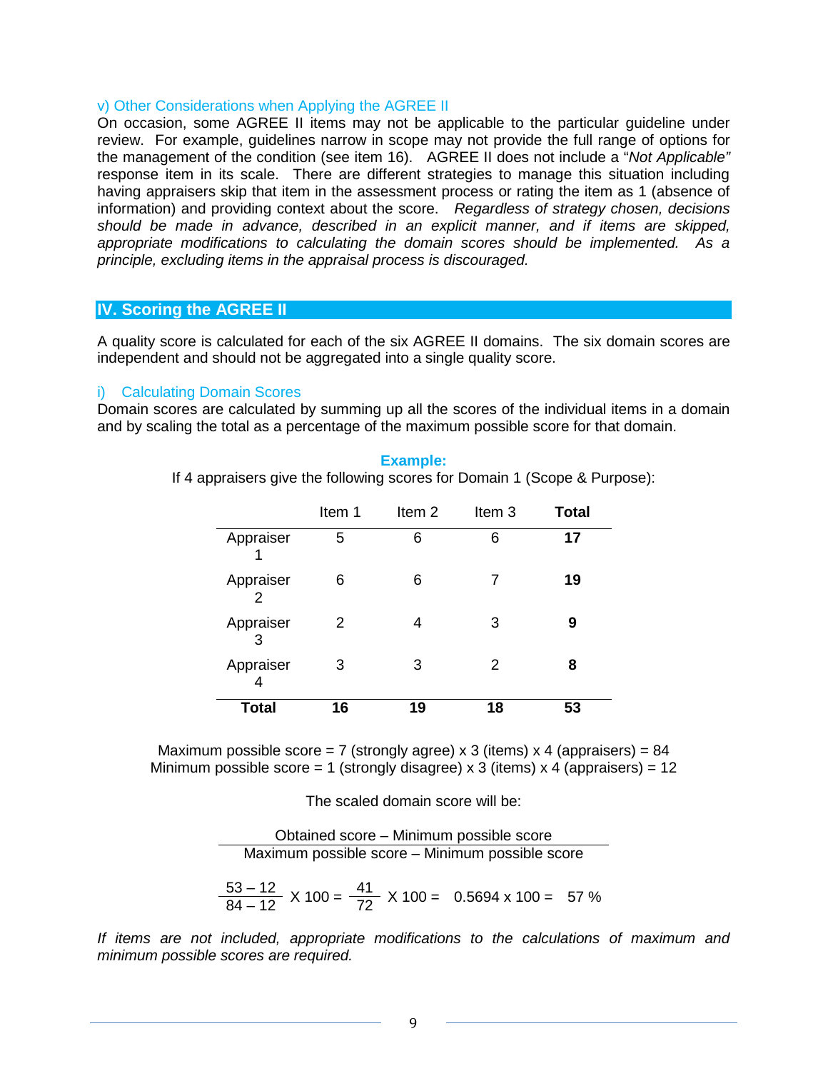### v) Other Considerations when Applying the AGREE II

On occasion, some AGREE II items may not be applicable to the particular guideline under review. For example, guidelines narrow in scope may not provide the full range of options for the management of the condition (see item 16). AGREE II does not include a "*Not Applicable"* response item in its scale. There are different strategies to manage this situation including having appraisers skip that item in the assessment process or rating the item as 1 (absence of information) and providing context about the score. *Regardless of strategy chosen, decisions should be made in advance, described in an explicit manner, and if items are skipped, appropriate modifications to calculating the domain scores should be implemented. As a principle, excluding items in the appraisal process is discouraged.*

## IV. Scoring the AGREE II

A quality score is calculated for each of the six AGREE II domains. The six domain scores are independent and should not be aggregated into a single quality score.

### i) Calculating Domain Scores

Domain scores are calculated by summing up all the scores of the individual items in a domain and by scaling the total as a percentage of the maximum possible score for that domain.

**Example:**

If 4 appraisers give the following scores for Domain 1 (Scope & Purpose):

| | Item 1 | Item 2 | Item 3 | **Total** |
|---|---|---|---|---|
| Appraiser 1 | 5 | 6 | 6 | **17** |
| Appraiser 2 | 6 | 6 | 7 | **19** |
| Appraiser 3 | 2 | 4 | 3 | **9** |
| Appraiser 4 | 3 | 3 | 2 | **8** |
| **Total** | **16** | **19** | **18** | **53** |

Maximum possible score = 7 (strongly agree) x 3 (items) x 4 (appraisers) = 84
Minimum possible score = 1 (strongly disagree) x 3 (items) x 4 (appraisers) = 12

The scaled domain score will be:

$$\frac{\text{Obtained score – Minimum possible score}}{\text{Maximum possible score – Minimum possible score}}$$

$$\frac{53 - 12}{84 - 12} \times 100 = \frac{41}{72} \times 100 = 0.5694 \times 100 = 57\ \%$$

*If items are not included, appropriate modifications to the calculations of maximum and minimum possible scores are required.*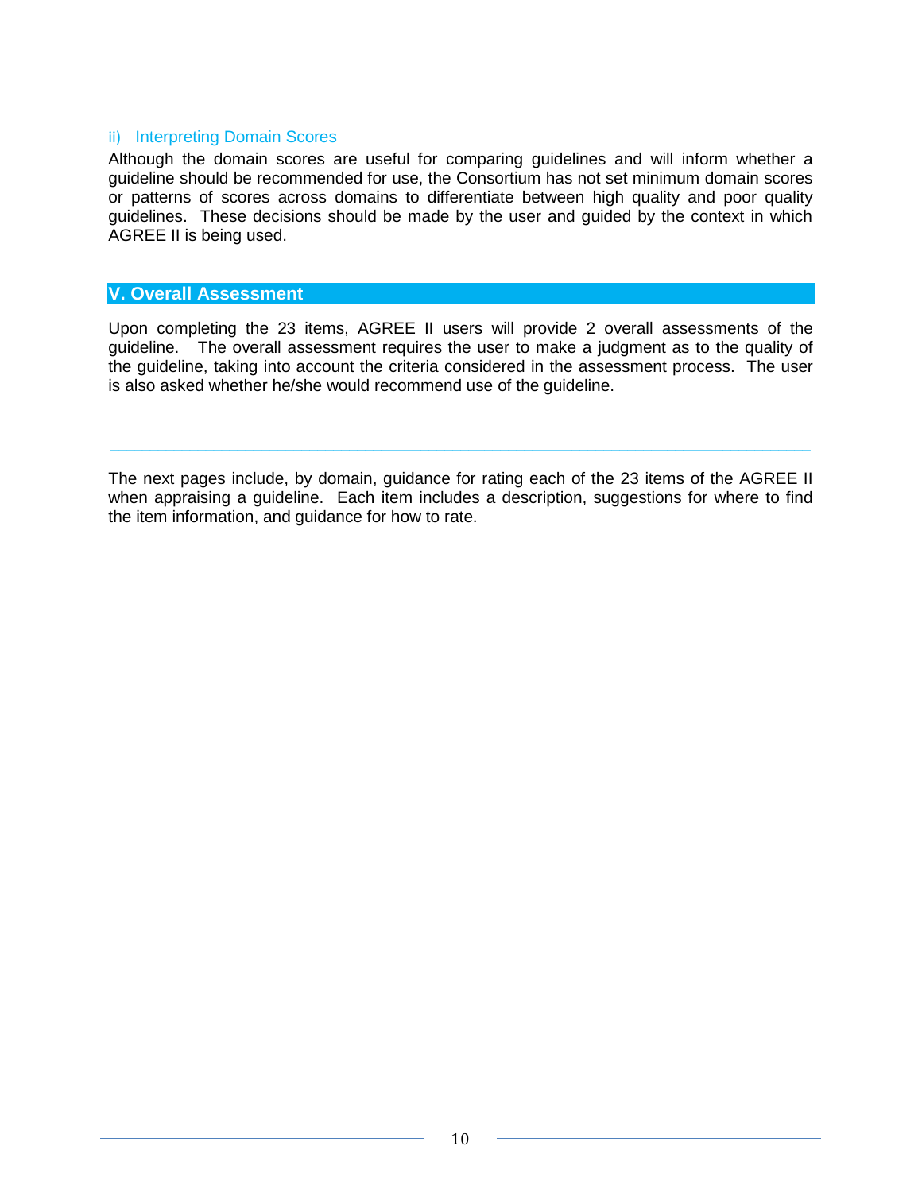### ii) Interpreting Domain Scores

Although the domain scores are useful for comparing guidelines and will inform whether a guideline should be recommended for use, the Consortium has not set minimum domain scores or patterns of scores across domains to differentiate between high quality and poor quality guidelines. These decisions should be made by the user and guided by the context in which AGREE II is being used.

## V. Overall Assessment

Upon completing the 23 items, AGREE II users will provide 2 overall assessments of the guideline. The overall assessment requires the user to make a judgment as to the quality of the guideline, taking into account the criteria considered in the assessment process. The user is also asked whether he/she would recommend use of the guideline.

---

The next pages include, by domain, guidance for rating each of the 23 items of the AGREE II when appraising a guideline. Each item includes a description, suggestions for where to find the item information, and guidance for how to rate.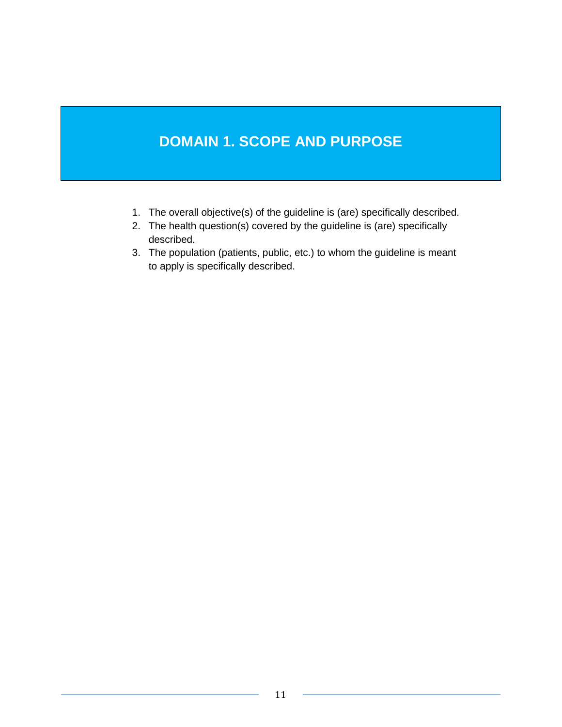# DOMAIN 1. SCOPE AND PURPOSE

1. The overall objective(s) of the guideline is (are) specifically described.
2. The health question(s) covered by the guideline is (are) specifically described.
3. The population (patients, public, etc.) to whom the guideline is meant to apply is specifically described.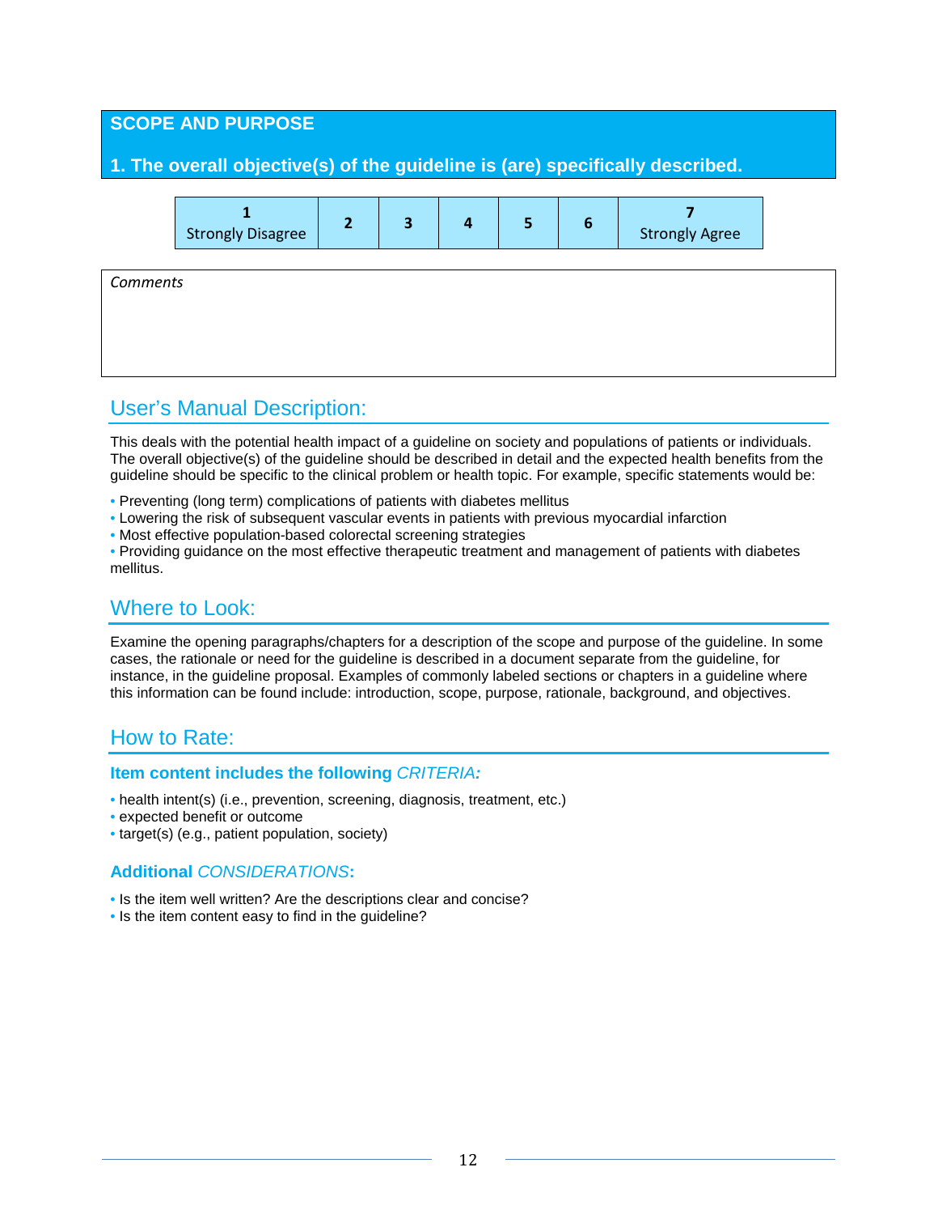## SCOPE AND PURPOSE

### 1. The overall objective(s) of the guideline is (are) specifically described.

| 1<br>Strongly Disagree | 2 | 3 | 4 | 5 | 6 | 7<br>Strongly Agree |
|---|---|---|---|---|---|---|

*Comments*

## User's Manual Description:

This deals with the potential health impact of a guideline on society and populations of patients or individuals. The overall objective(s) of the guideline should be described in detail and the expected health benefits from the guideline should be specific to the clinical problem or health topic. For example, specific statements would be:

- Preventing (long term) complications of patients with diabetes mellitus
- Lowering the risk of subsequent vascular events in patients with previous myocardial infarction
- Most effective population-based colorectal screening strategies
- Providing guidance on the most effective therapeutic treatment and management of patients with diabetes mellitus.

## Where to Look:

Examine the opening paragraphs/chapters for a description of the scope and purpose of the guideline. In some cases, the rationale or need for the guideline is described in a document separate from the guideline, for instance, in the guideline proposal. Examples of commonly labeled sections or chapters in a guideline where this information can be found include: introduction, scope, purpose, rationale, background, and objectives.

## How to Rate:

### Item content includes the following *CRITERIA:*

- health intent(s) (i.e., prevention, screening, diagnosis, treatment, etc.)
- expected benefit or outcome
- target(s) (e.g., patient population, society)

### Additional *CONSIDERATIONS*:

- Is the item well written? Are the descriptions clear and concise?
- Is the item content easy to find in the guideline?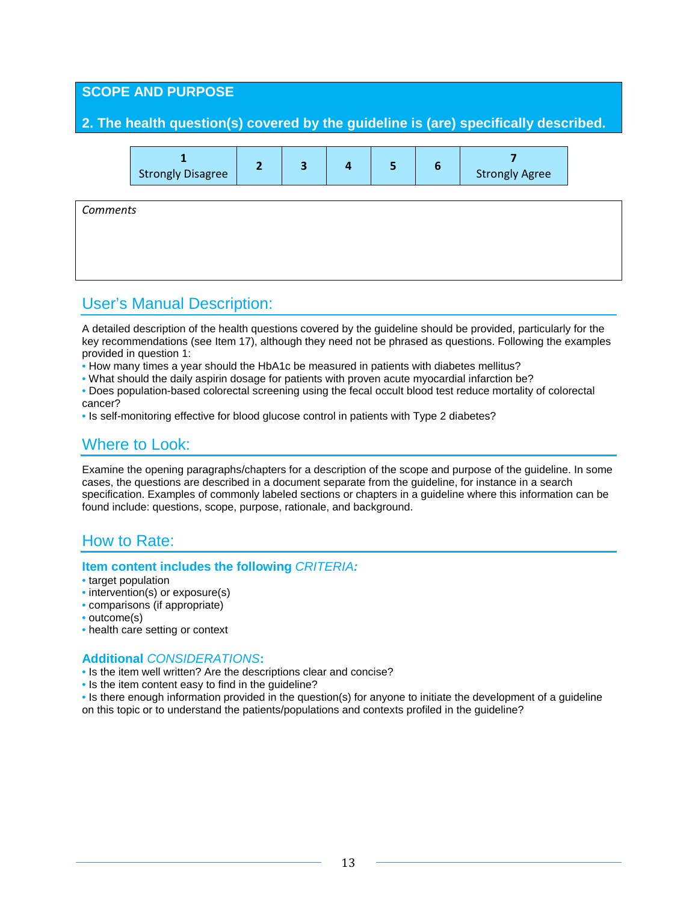## SCOPE AND PURPOSE

### 2. The health question(s) covered by the guideline is (are) specifically described.

| 1 Strongly Disagree | 2 | 3 | 4 | 5 | 6 | 7 Strongly Agree |
|---|---|---|---|---|---|---|

*Comments*

## User's Manual Description:

A detailed description of the health questions covered by the guideline should be provided, particularly for the key recommendations (see Item 17), although they need not be phrased as questions. Following the examples provided in question 1:

- How many times a year should the HbA1c be measured in patients with diabetes mellitus?
- What should the daily aspirin dosage for patients with proven acute myocardial infarction be?
- Does population-based colorectal screening using the fecal occult blood test reduce mortality of colorectal cancer?
- Is self-monitoring effective for blood glucose control in patients with Type 2 diabetes?

## Where to Look:

Examine the opening paragraphs/chapters for a description of the scope and purpose of the guideline. In some cases, the questions are described in a document separate from the guideline, for instance in a search specification. Examples of commonly labeled sections or chapters in a guideline where this information can be found include: questions, scope, purpose, rationale, and background.

## How to Rate:

### Item content includes the following *CRITERIA:*

- target population
- intervention(s) or exposure(s)
- comparisons (if appropriate)
- outcome(s)
- health care setting or context

### Additional *CONSIDERATIONS*:

- Is the item well written? Are the descriptions clear and concise?
- Is the item content easy to find in the guideline?
- Is there enough information provided in the question(s) for anyone to initiate the development of a guideline on this topic or to understand the patients/populations and contexts profiled in the guideline?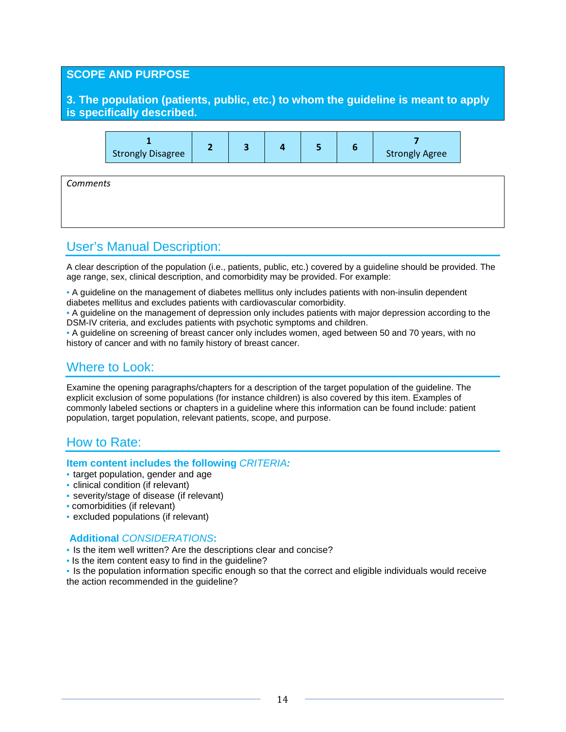## SCOPE AND PURPOSE

### 3. The population (patients, public, etc.) to whom the guideline is meant to apply is specifically described.

| 1 Strongly Disagree | 2 | 3 | 4 | 5 | 6 | 7 Strongly Agree |
|---|---|---|---|---|---|---|

*Comments*

## User's Manual Description:

A clear description of the population (i.e., patients, public, etc.) covered by a guideline should be provided. The age range, sex, clinical description, and comorbidity may be provided. For example:

- A guideline on the management of diabetes mellitus only includes patients with non-insulin dependent diabetes mellitus and excludes patients with cardiovascular comorbidity.
- A guideline on the management of depression only includes patients with major depression according to the DSM-IV criteria, and excludes patients with psychotic symptoms and children.
- A guideline on screening of breast cancer only includes women, aged between 50 and 70 years, with no history of cancer and with no family history of breast cancer.

## Where to Look:

Examine the opening paragraphs/chapters for a description of the target population of the guideline. The explicit exclusion of some populations (for instance children) is also covered by this item. Examples of commonly labeled sections or chapters in a guideline where this information can be found include: patient population, target population, relevant patients, scope, and purpose.

## How to Rate:

**Item content includes the following *CRITERIA:***

- target population, gender and age
- clinical condition (if relevant)
- severity/stage of disease (if relevant)
- comorbidities (if relevant)
- excluded populations (if relevant)

**Additional *CONSIDERATIONS*:**

- Is the item well written? Are the descriptions clear and concise?
- Is the item content easy to find in the guideline?
- Is the population information specific enough so that the correct and eligible individuals would receive the action recommended in the guideline?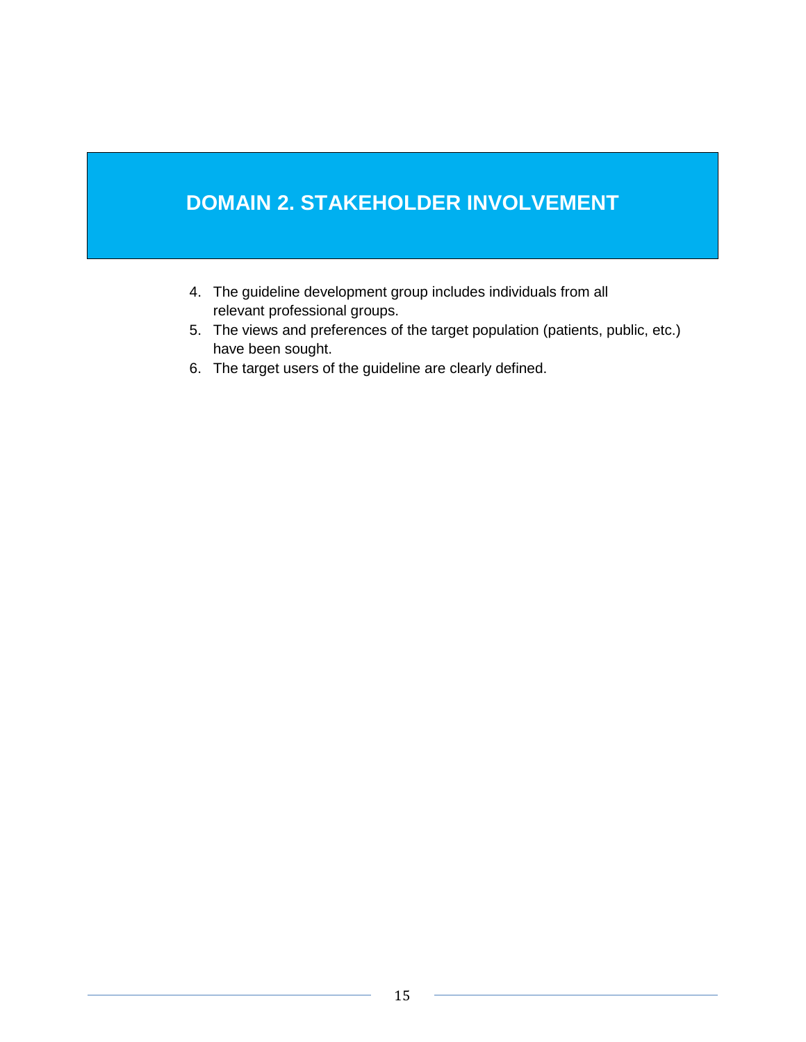# DOMAIN 2. STAKEHOLDER INVOLVEMENT

4. The guideline development group includes individuals from all relevant professional groups.
5. The views and preferences of the target population (patients, public, etc.) have been sought.
6. The target users of the guideline are clearly defined.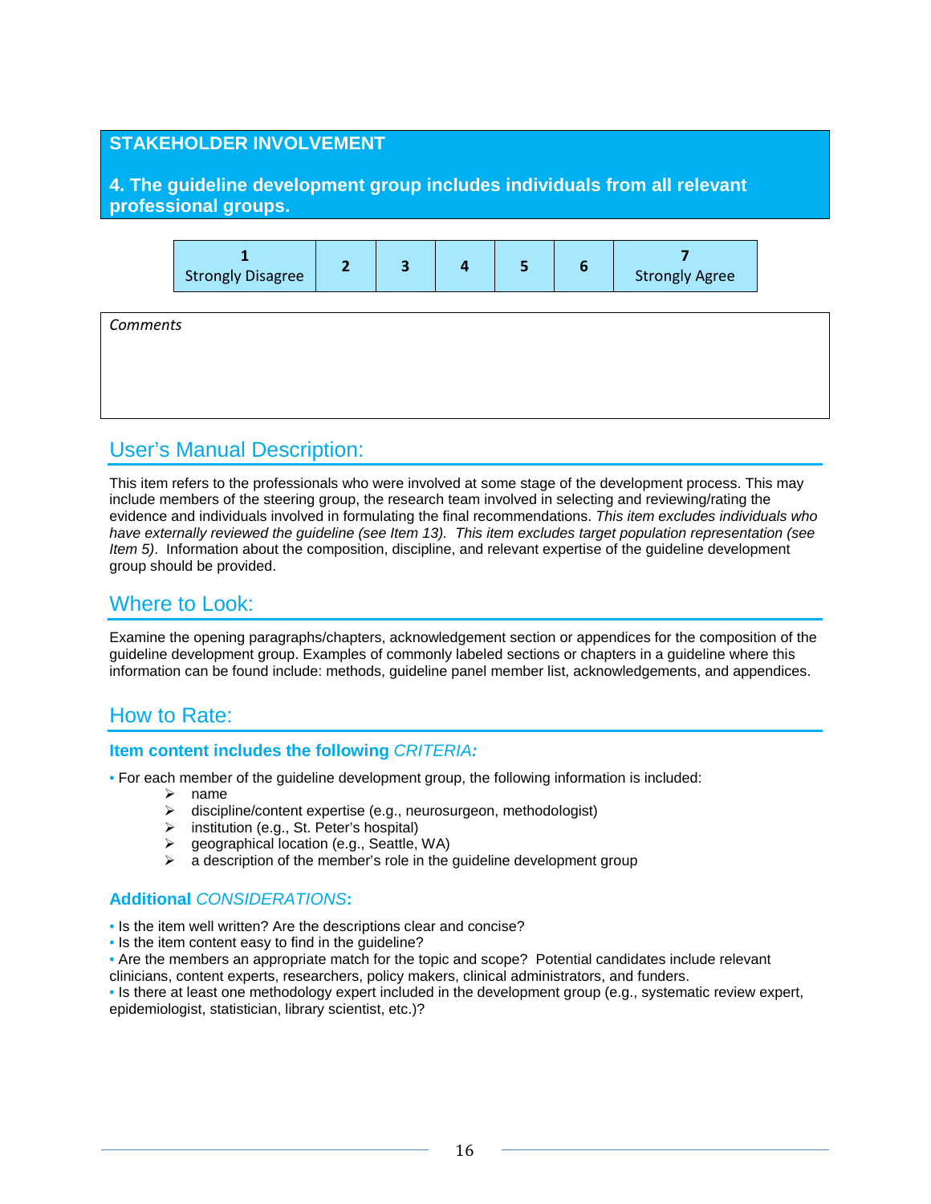## STAKEHOLDER INVOLVEMENT

### 4. The guideline development group includes individuals from all relevant professional groups.

| 1 Strongly Disagree | 2 | 3 | 4 | 5 | 6 | 7 Strongly Agree |
|---|---|---|---|---|---|---|

*Comments*

## User's Manual Description:

This item refers to the professionals who were involved at some stage of the development process. This may include members of the steering group, the research team involved in selecting and reviewing/rating the evidence and individuals involved in formulating the final recommendations. *This item excludes individuals who have externally reviewed the guideline (see Item 13). This item excludes target population representation (see Item 5)*. Information about the composition, discipline, and relevant expertise of the guideline development group should be provided.

## Where to Look:

Examine the opening paragraphs/chapters, acknowledgement section or appendices for the composition of the guideline development group. Examples of commonly labeled sections or chapters in a guideline where this information can be found include: methods, guideline panel member list, acknowledgements, and appendices.

## How to Rate:

### Item content includes the following *CRITERIA:*

- For each member of the guideline development group, the following information is included:
  - name
  - discipline/content expertise (e.g., neurosurgeon, methodologist)
  - institution (e.g., St. Peter's hospital)
  - geographical location (e.g., Seattle, WA)
  - a description of the member's role in the guideline development group

### Additional *CONSIDERATIONS*:

- Is the item well written? Are the descriptions clear and concise?
- Is the item content easy to find in the guideline?
- Are the members an appropriate match for the topic and scope? Potential candidates include relevant clinicians, content experts, researchers, policy makers, clinical administrators, and funders.
- Is there at least one methodology expert included in the development group (e.g., systematic review expert, epidemiologist, statistician, library scientist, etc.)?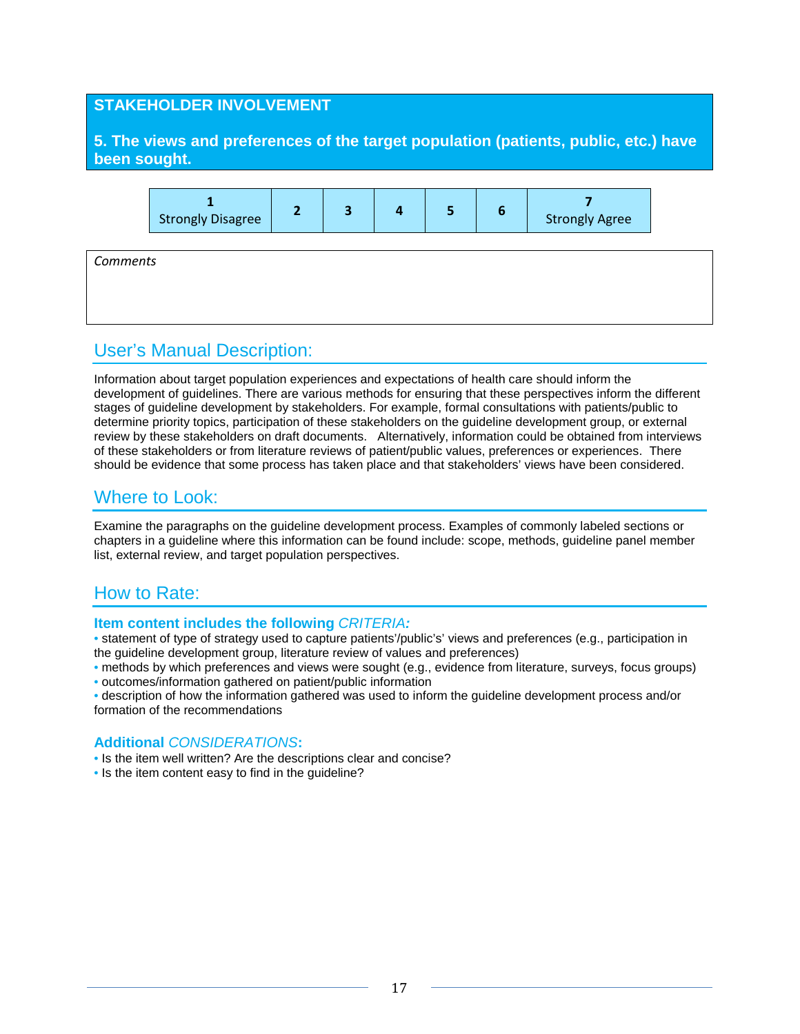## STAKEHOLDER INVOLVEMENT

**5. The views and preferences of the target population (patients, public, etc.) have been sought.**

| 1 Strongly Disagree | 2 | 3 | 4 | 5 | 6 | 7 Strongly Agree |
|---|---|---|---|---|---|---|

| *Comments* |
|---|
| |

## User's Manual Description:

Information about target population experiences and expectations of health care should inform the development of guidelines. There are various methods for ensuring that these perspectives inform the different stages of guideline development by stakeholders. For example, formal consultations with patients/public to determine priority topics, participation of these stakeholders on the guideline development group, or external review by these stakeholders on draft documents. Alternatively, information could be obtained from interviews of these stakeholders or from literature reviews of patient/public values, preferences or experiences. There should be evidence that some process has taken place and that stakeholders' views have been considered.

## Where to Look:

Examine the paragraphs on the guideline development process. Examples of commonly labeled sections or chapters in a guideline where this information can be found include: scope, methods, guideline panel member list, external review, and target population perspectives.

## How to Rate:

### Item content includes the following *CRITERIA:*

- statement of type of strategy used to capture patients'/public's' views and preferences (e.g., participation in the guideline development group, literature review of values and preferences)
- methods by which preferences and views were sought (e.g., evidence from literature, surveys, focus groups)
- outcomes/information gathered on patient/public information
- description of how the information gathered was used to inform the guideline development process and/or formation of the recommendations

### Additional *CONSIDERATIONS*:

- Is the item well written? Are the descriptions clear and concise?
- Is the item content easy to find in the guideline?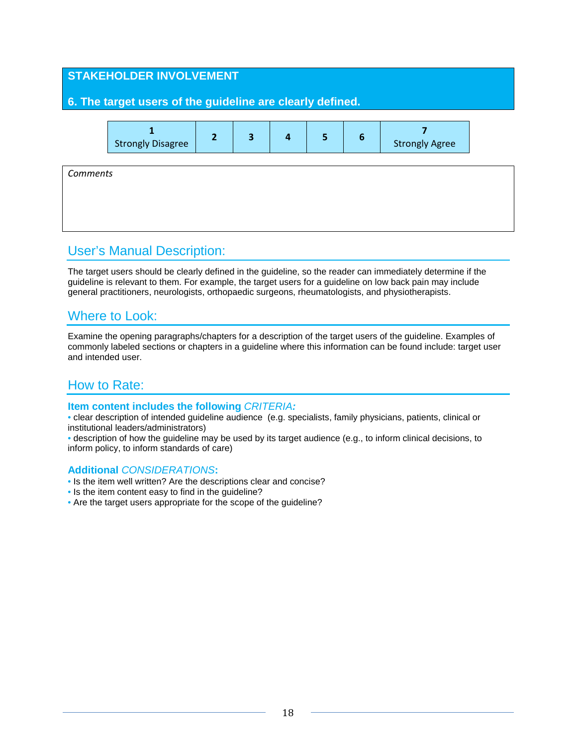## STAKEHOLDER INVOLVEMENT

### 6. The target users of the guideline are clearly defined.

| 1<br>Strongly Disagree | 2 | 3 | 4 | 5 | 6 | 7<br>Strongly Agree |
|---|---|---|---|---|---|---|

| *Comments* |
|---|
| |

## User's Manual Description:

The target users should be clearly defined in the guideline, so the reader can immediately determine if the guideline is relevant to them. For example, the target users for a guideline on low back pain may include general practitioners, neurologists, orthopaedic surgeons, rheumatologists, and physiotherapists.

## Where to Look:

Examine the opening paragraphs/chapters for a description of the target users of the guideline. Examples of commonly labeled sections or chapters in a guideline where this information can be found include: target user and intended user.

## How to Rate:

**Item content includes the following *CRITERIA:***

- clear description of intended guideline audience (e.g. specialists, family physicians, patients, clinical or institutional leaders/administrators)
- description of how the guideline may be used by its target audience (e.g., to inform clinical decisions, to inform policy, to inform standards of care)

**Additional *CONSIDERATIONS*:**

- Is the item well written? Are the descriptions clear and concise?
- Is the item content easy to find in the guideline?
- Are the target users appropriate for the scope of the guideline?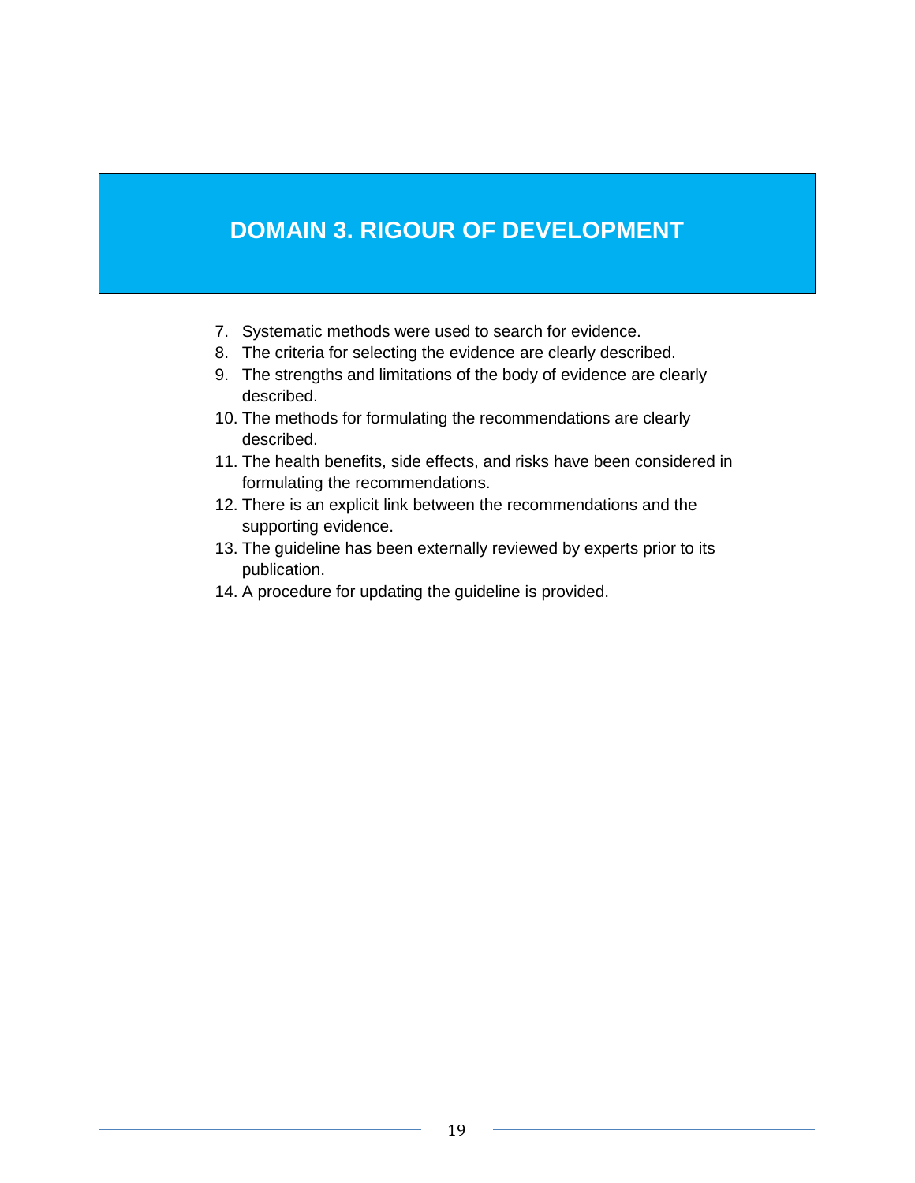# DOMAIN 3. RIGOUR OF DEVELOPMENT

7. Systematic methods were used to search for evidence.
8. The criteria for selecting the evidence are clearly described.
9. The strengths and limitations of the body of evidence are clearly described.
10. The methods for formulating the recommendations are clearly described.
11. The health benefits, side effects, and risks have been considered in formulating the recommendations.
12. There is an explicit link between the recommendations and the supporting evidence.
13. The guideline has been externally reviewed by experts prior to its publication.
14. A procedure for updating the guideline is provided.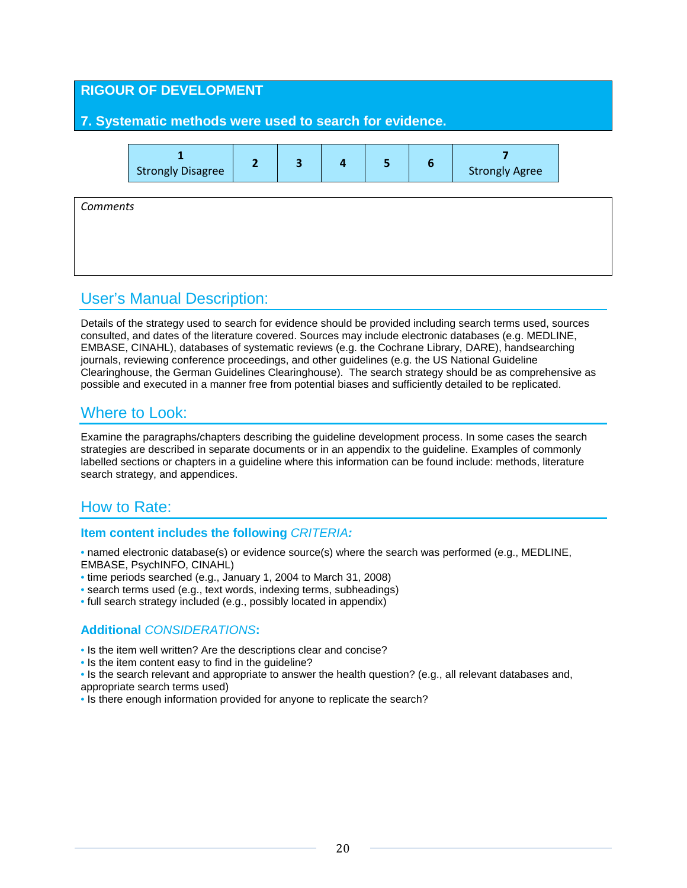## RIGOUR OF DEVELOPMENT

### 7. Systematic methods were used to search for evidence.

| 1 Strongly Disagree | 2 | 3 | 4 | 5 | 6 | 7 Strongly Agree |
|---|---|---|---|---|---|---|

*Comments*

## User's Manual Description:

Details of the strategy used to search for evidence should be provided including search terms used, sources consulted, and dates of the literature covered. Sources may include electronic databases (e.g. MEDLINE, EMBASE, CINAHL), databases of systematic reviews (e.g. the Cochrane Library, DARE), handsearching journals, reviewing conference proceedings, and other guidelines (e.g. the US National Guideline Clearinghouse, the German Guidelines Clearinghouse). The search strategy should be as comprehensive as possible and executed in a manner free from potential biases and sufficiently detailed to be replicated.

## Where to Look:

Examine the paragraphs/chapters describing the guideline development process. In some cases the search strategies are described in separate documents or in an appendix to the guideline. Examples of commonly labelled sections or chapters in a guideline where this information can be found include: methods, literature search strategy, and appendices.

## How to Rate:

**Item content includes the following *CRITERIA:***

- named electronic database(s) or evidence source(s) where the search was performed (e.g., MEDLINE, EMBASE, PsychINFO, CINAHL)
- time periods searched (e.g., January 1, 2004 to March 31, 2008)
- search terms used (e.g., text words, indexing terms, subheadings)
- full search strategy included (e.g., possibly located in appendix)

**Additional *CONSIDERATIONS*:**

- Is the item well written? Are the descriptions clear and concise?
- Is the item content easy to find in the guideline?
- Is the search relevant and appropriate to answer the health question? (e.g., all relevant databases and, appropriate search terms used)
- Is there enough information provided for anyone to replicate the search?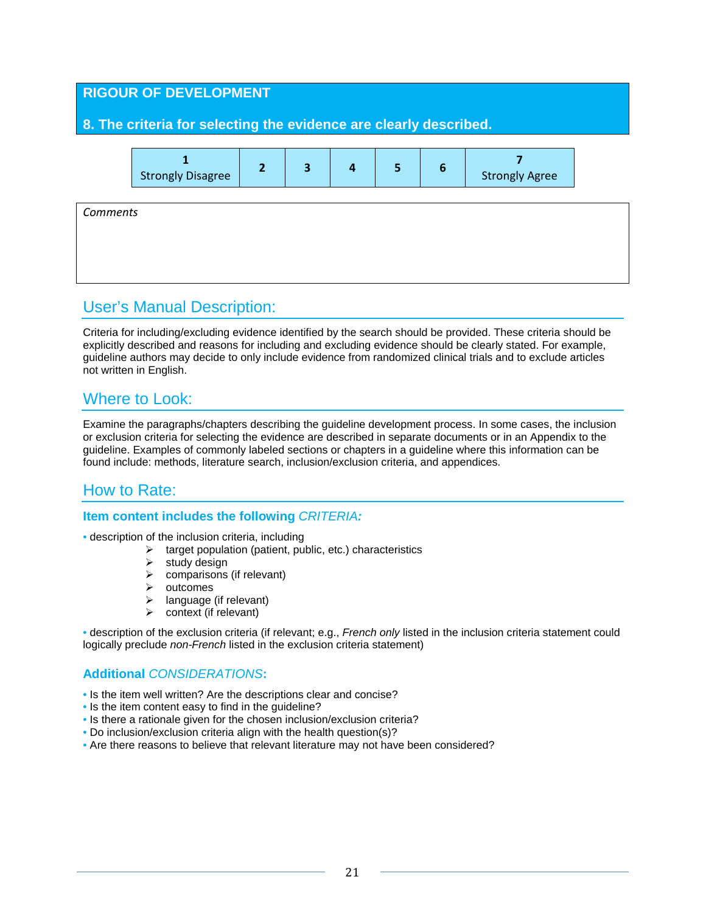## RIGOUR OF DEVELOPMENT

### 8. The criteria for selecting the evidence are clearly described.

| 1 Strongly Disagree | 2 | 3 | 4 | 5 | 6 | 7 Strongly Agree |
|---|---|---|---|---|---|---|

*Comments*

## User's Manual Description:

Criteria for including/excluding evidence identified by the search should be provided. These criteria should be explicitly described and reasons for including and excluding evidence should be clearly stated. For example, guideline authors may decide to only include evidence from randomized clinical trials and to exclude articles not written in English.

## Where to Look:

Examine the paragraphs/chapters describing the guideline development process. In some cases, the inclusion or exclusion criteria for selecting the evidence are described in separate documents or in an Appendix to the guideline. Examples of commonly labeled sections or chapters in a guideline where this information can be found include: methods, literature search, inclusion/exclusion criteria, and appendices.

## How to Rate:

### Item content includes the following *CRITERIA:*

- description of the inclusion criteria, including
  - target population (patient, public, etc.) characteristics
  - study design
  - comparisons (if relevant)
  - outcomes
  - language (if relevant)
  - context (if relevant)
- description of the exclusion criteria (if relevant; e.g., *French only* listed in the inclusion criteria statement could logically preclude *non-French* listed in the exclusion criteria statement)

### Additional *CONSIDERATIONS*:

- Is the item well written? Are the descriptions clear and concise?
- Is the item content easy to find in the guideline?
- Is there a rationale given for the chosen inclusion/exclusion criteria?
- Do inclusion/exclusion criteria align with the health question(s)?
- Are there reasons to believe that relevant literature may not have been considered?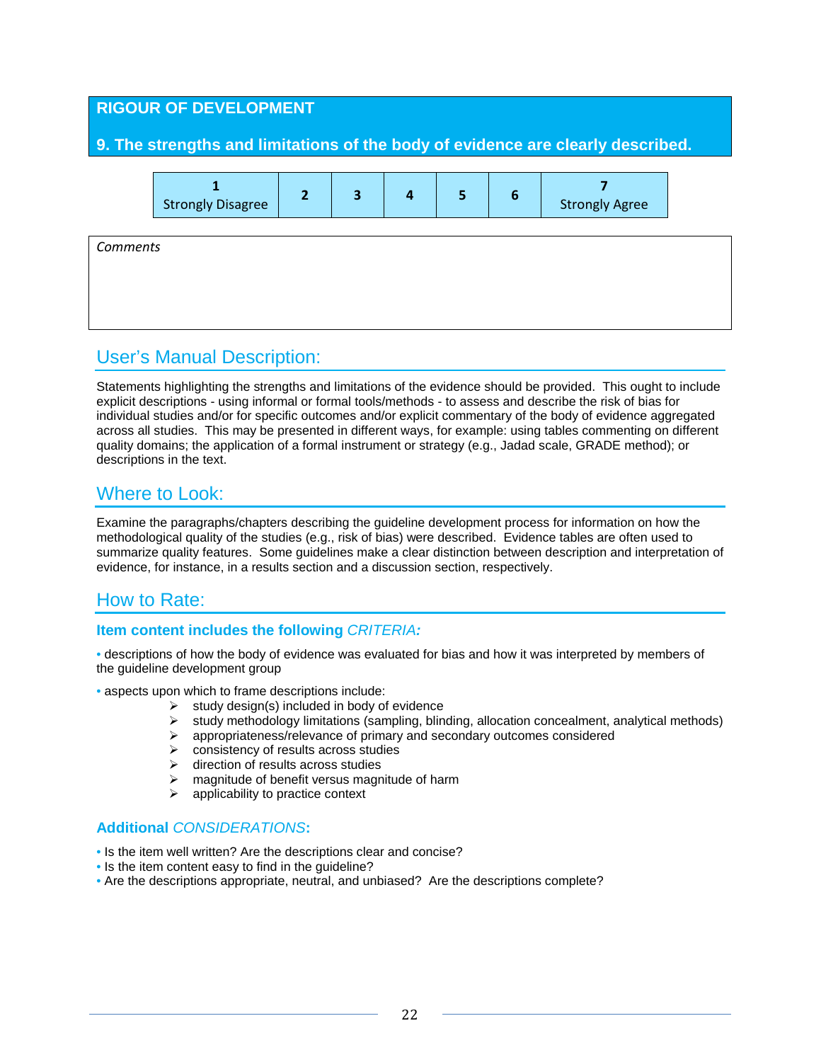## RIGOUR OF DEVELOPMENT

### 9. The strengths and limitations of the body of evidence are clearly described.

| 1 Strongly Disagree | 2 | 3 | 4 | 5 | 6 | 7 Strongly Agree |
|---|---|---|---|---|---|---|

*Comments*

## User's Manual Description:

Statements highlighting the strengths and limitations of the evidence should be provided. This ought to include explicit descriptions - using informal or formal tools/methods - to assess and describe the risk of bias for individual studies and/or for specific outcomes and/or explicit commentary of the body of evidence aggregated across all studies. This may be presented in different ways, for example: using tables commenting on different quality domains; the application of a formal instrument or strategy (e.g., Jadad scale, GRADE method); or descriptions in the text.

## Where to Look:

Examine the paragraphs/chapters describing the guideline development process for information on how the methodological quality of the studies (e.g., risk of bias) were described. Evidence tables are often used to summarize quality features. Some guidelines make a clear distinction between description and interpretation of evidence, for instance, in a results section and a discussion section, respectively.

## How to Rate:

### Item content includes the following *CRITERIA:*

- descriptions of how the body of evidence was evaluated for bias and how it was interpreted by members of the guideline development group
- aspects upon which to frame descriptions include:
  - study design(s) included in body of evidence
  - study methodology limitations (sampling, blinding, allocation concealment, analytical methods)
  - appropriateness/relevance of primary and secondary outcomes considered
  - consistency of results across studies
  - direction of results across studies
  - magnitude of benefit versus magnitude of harm
  - applicability to practice context

### Additional *CONSIDERATIONS*:

- Is the item well written? Are the descriptions clear and concise?
- Is the item content easy to find in the guideline?
- Are the descriptions appropriate, neutral, and unbiased? Are the descriptions complete?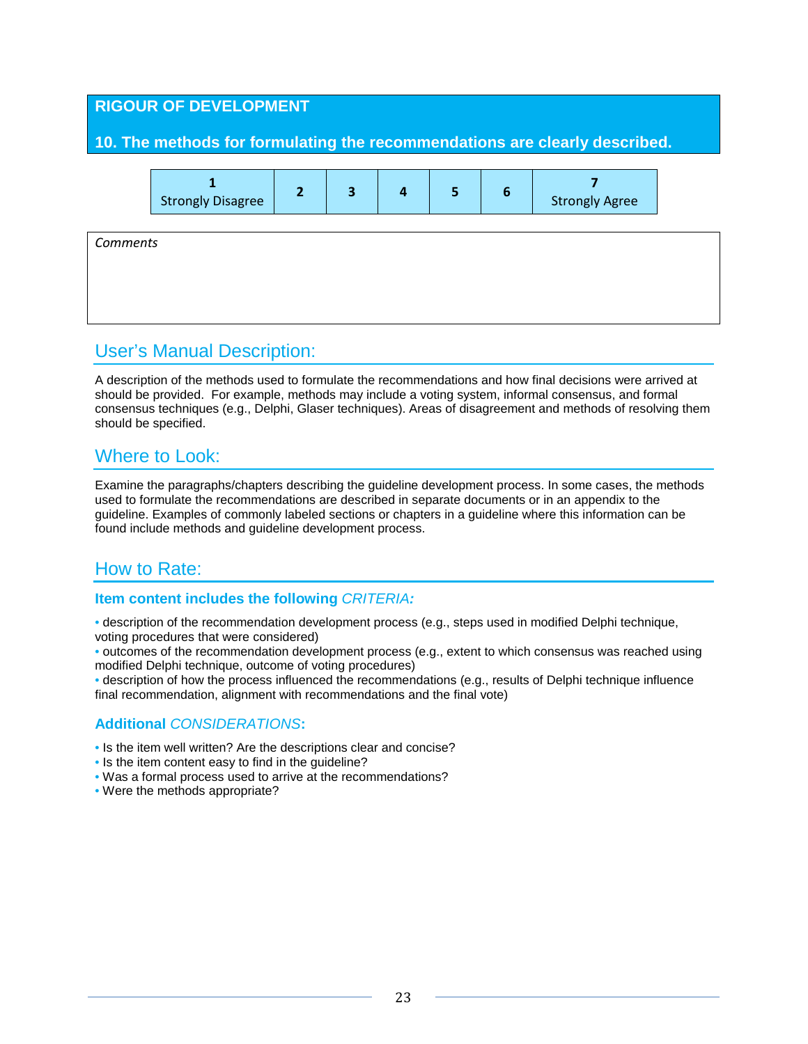## RIGOUR OF DEVELOPMENT

### 10. The methods for formulating the recommendations are clearly described.

| 1 Strongly Disagree | 2 | 3 | 4 | 5 | 6 | 7 Strongly Agree |
|---|---|---|---|---|---|---|

*Comments*

## User's Manual Description:

A description of the methods used to formulate the recommendations and how final decisions were arrived at should be provided. For example, methods may include a voting system, informal consensus, and formal consensus techniques (e.g., Delphi, Glaser techniques). Areas of disagreement and methods of resolving them should be specified.

## Where to Look:

Examine the paragraphs/chapters describing the guideline development process. In some cases, the methods used to formulate the recommendations are described in separate documents or in an appendix to the guideline. Examples of commonly labeled sections or chapters in a guideline where this information can be found include methods and guideline development process.

## How to Rate:

### Item content includes the following *CRITERIA:*

- description of the recommendation development process (e.g., steps used in modified Delphi technique, voting procedures that were considered)
- outcomes of the recommendation development process (e.g., extent to which consensus was reached using modified Delphi technique, outcome of voting procedures)
- description of how the process influenced the recommendations (e.g., results of Delphi technique influence final recommendation, alignment with recommendations and the final vote)

### Additional *CONSIDERATIONS*:

- Is the item well written? Are the descriptions clear and concise?
- Is the item content easy to find in the guideline?
- Was a formal process used to arrive at the recommendations?
- Were the methods appropriate?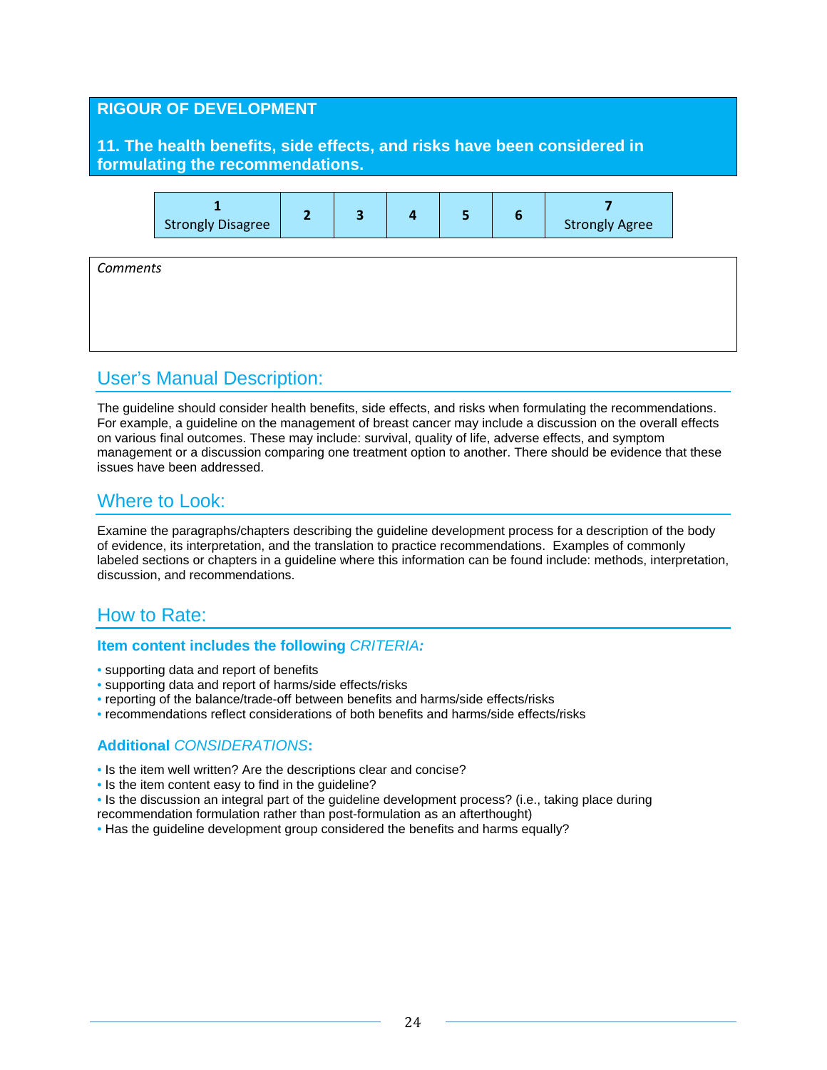## RIGOUR OF DEVELOPMENT

### 11. The health benefits, side effects, and risks have been considered in formulating the recommendations.

| 1 Strongly Disagree | 2 | 3 | 4 | 5 | 6 | 7 Strongly Agree |
|---|---|---|---|---|---|---|

| *Comments* |
|---|
| |

## User's Manual Description:

The guideline should consider health benefits, side effects, and risks when formulating the recommendations. For example, a guideline on the management of breast cancer may include a discussion on the overall effects on various final outcomes. These may include: survival, quality of life, adverse effects, and symptom management or a discussion comparing one treatment option to another. There should be evidence that these issues have been addressed.

## Where to Look:

Examine the paragraphs/chapters describing the guideline development process for a description of the body of evidence, its interpretation, and the translation to practice recommendations. Examples of commonly labeled sections or chapters in a guideline where this information can be found include: methods, interpretation, discussion, and recommendations.

## How to Rate:

**Item content includes the following *CRITERIA:***

- supporting data and report of benefits
- supporting data and report of harms/side effects/risks
- reporting of the balance/trade-off between benefits and harms/side effects/risks
- recommendations reflect considerations of both benefits and harms/side effects/risks

**Additional *CONSIDERATIONS*:**

- Is the item well written? Are the descriptions clear and concise?
- Is the item content easy to find in the guideline?
- Is the discussion an integral part of the guideline development process? (i.e., taking place during recommendation formulation rather than post-formulation as an afterthought)
- Has the guideline development group considered the benefits and harms equally?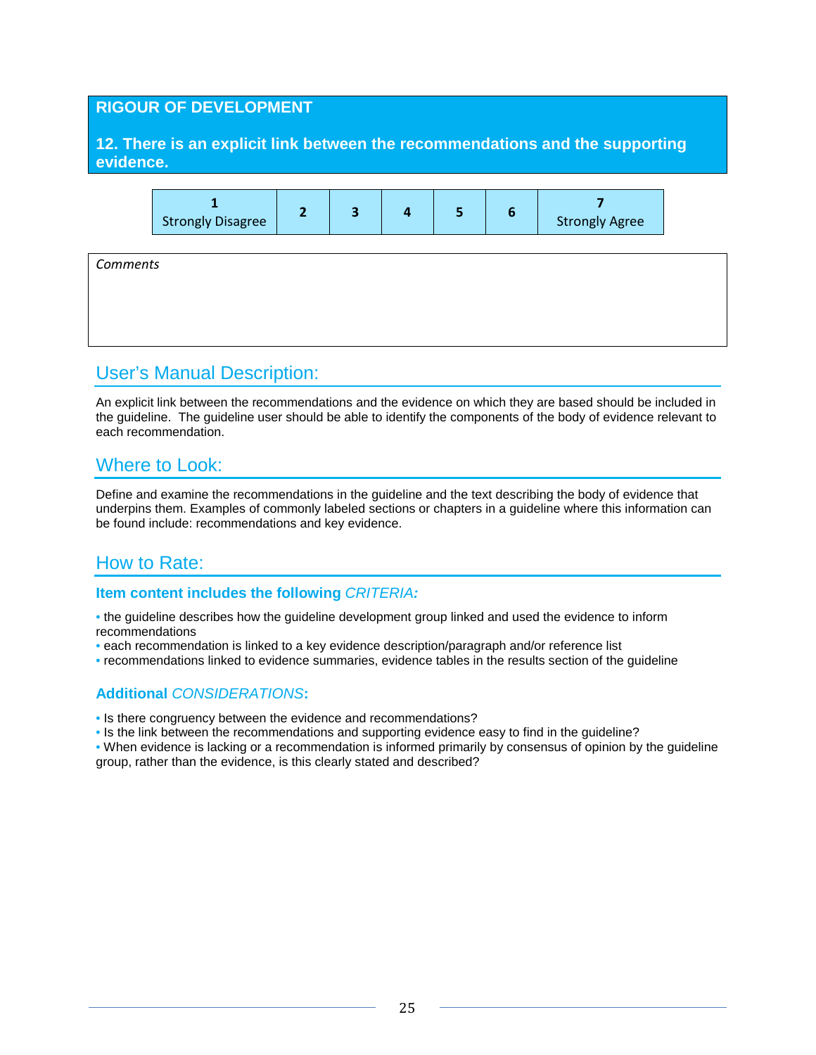## RIGOUR OF DEVELOPMENT

### 12. There is an explicit link between the recommendations and the supporting evidence.

| 1 Strongly Disagree | 2 | 3 | 4 | 5 | 6 | 7 Strongly Agree |
|---|---|---|---|---|---|---|

| *Comments* |
|---|
| |

## User's Manual Description:

An explicit link between the recommendations and the evidence on which they are based should be included in the guideline. The guideline user should be able to identify the components of the body of evidence relevant to each recommendation.

## Where to Look:

Define and examine the recommendations in the guideline and the text describing the body of evidence that underpins them. Examples of commonly labeled sections or chapters in a guideline where this information can be found include: recommendations and key evidence.

## How to Rate:

### Item content includes the following *CRITERIA:*

- the guideline describes how the guideline development group linked and used the evidence to inform recommendations
- each recommendation is linked to a key evidence description/paragraph and/or reference list
- recommendations linked to evidence summaries, evidence tables in the results section of the guideline

### Additional *CONSIDERATIONS*:

- Is there congruency between the evidence and recommendations?
- Is the link between the recommendations and supporting evidence easy to find in the guideline?
- When evidence is lacking or a recommendation is informed primarily by consensus of opinion by the guideline group, rather than the evidence, is this clearly stated and described?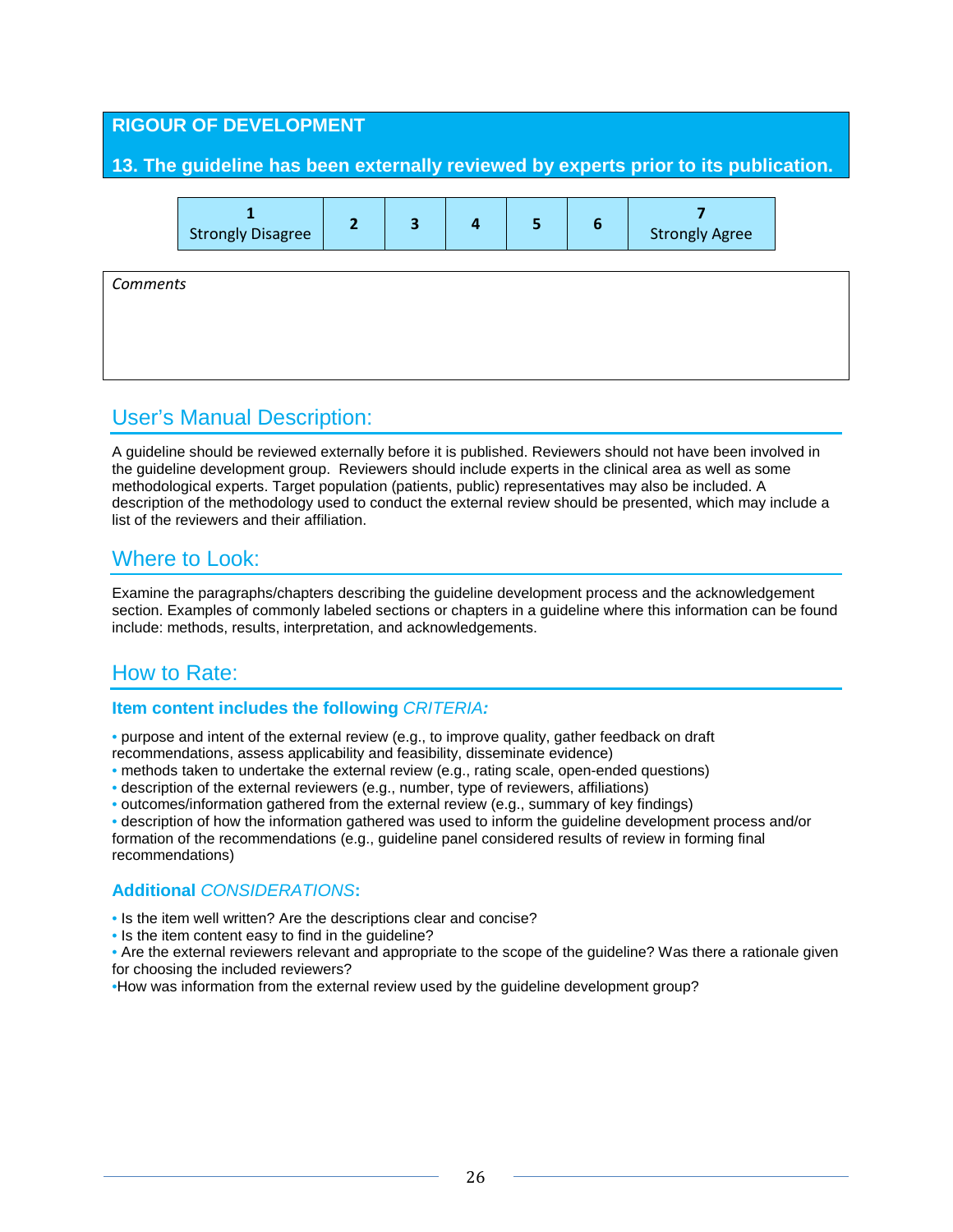## RIGOUR OF DEVELOPMENT

### 13. The guideline has been externally reviewed by experts prior to its publication.

| 1 Strongly Disagree | 2 | 3 | 4 | 5 | 6 | 7 Strongly Agree |
|---|---|---|---|---|---|---|

| *Comments* |
|---|
| |

## User's Manual Description:

A guideline should be reviewed externally before it is published. Reviewers should not have been involved in the guideline development group. Reviewers should include experts in the clinical area as well as some methodological experts. Target population (patients, public) representatives may also be included. A description of the methodology used to conduct the external review should be presented, which may include a list of the reviewers and their affiliation.

## Where to Look:

Examine the paragraphs/chapters describing the guideline development process and the acknowledgement section. Examples of commonly labeled sections or chapters in a guideline where this information can be found include: methods, results, interpretation, and acknowledgements.

## How to Rate:

### Item content includes the following *CRITERIA:*

- purpose and intent of the external review (e.g., to improve quality, gather feedback on draft recommendations, assess applicability and feasibility, disseminate evidence)
- methods taken to undertake the external review (e.g., rating scale, open-ended questions)
- description of the external reviewers (e.g., number, type of reviewers, affiliations)
- outcomes/information gathered from the external review (e.g., summary of key findings)
- description of how the information gathered was used to inform the guideline development process and/or formation of the recommendations (e.g., guideline panel considered results of review in forming final recommendations)

### Additional *CONSIDERATIONS*:

- Is the item well written? Are the descriptions clear and concise?
- Is the item content easy to find in the guideline?
- Are the external reviewers relevant and appropriate to the scope of the guideline? Was there a rationale given for choosing the included reviewers?
- How was information from the external review used by the guideline development group?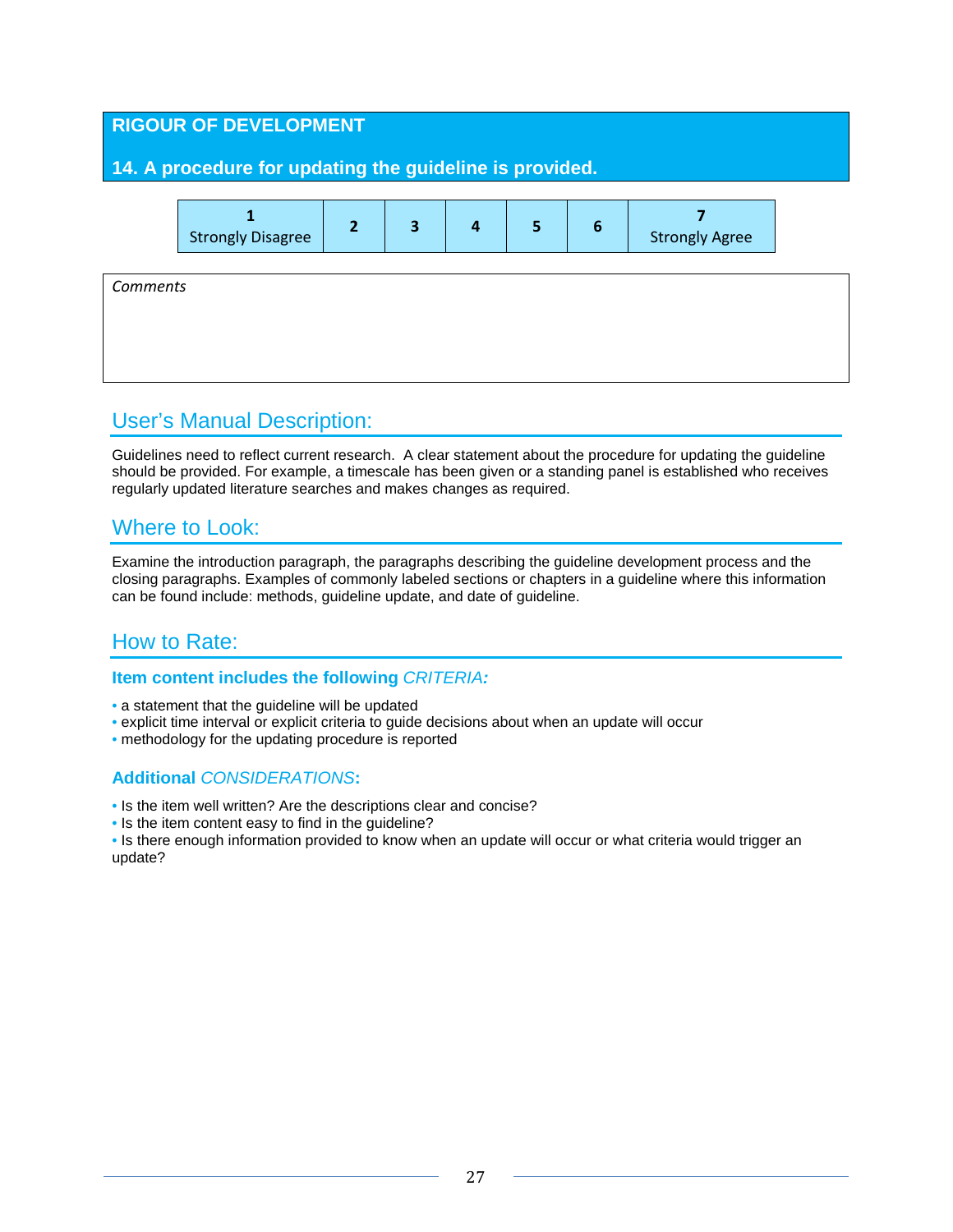## RIGOUR OF DEVELOPMENT

### 14. A procedure for updating the guideline is provided.

| 1 Strongly Disagree | 2 | 3 | 4 | 5 | 6 | 7 Strongly Agree |
|---|---|---|---|---|---|---|

| *Comments* |
|---|
| |

## User's Manual Description:

Guidelines need to reflect current research. A clear statement about the procedure for updating the guideline should be provided. For example, a timescale has been given or a standing panel is established who receives regularly updated literature searches and makes changes as required.

## Where to Look:

Examine the introduction paragraph, the paragraphs describing the guideline development process and the closing paragraphs. Examples of commonly labeled sections or chapters in a guideline where this information can be found include: methods, guideline update, and date of guideline.

## How to Rate:

### Item content includes the following *CRITERIA:*

- a statement that the guideline will be updated
- explicit time interval or explicit criteria to guide decisions about when an update will occur
- methodology for the updating procedure is reported

### Additional *CONSIDERATIONS*:

- Is the item well written? Are the descriptions clear and concise?
- Is the item content easy to find in the guideline?
- Is there enough information provided to know when an update will occur or what criteria would trigger an update?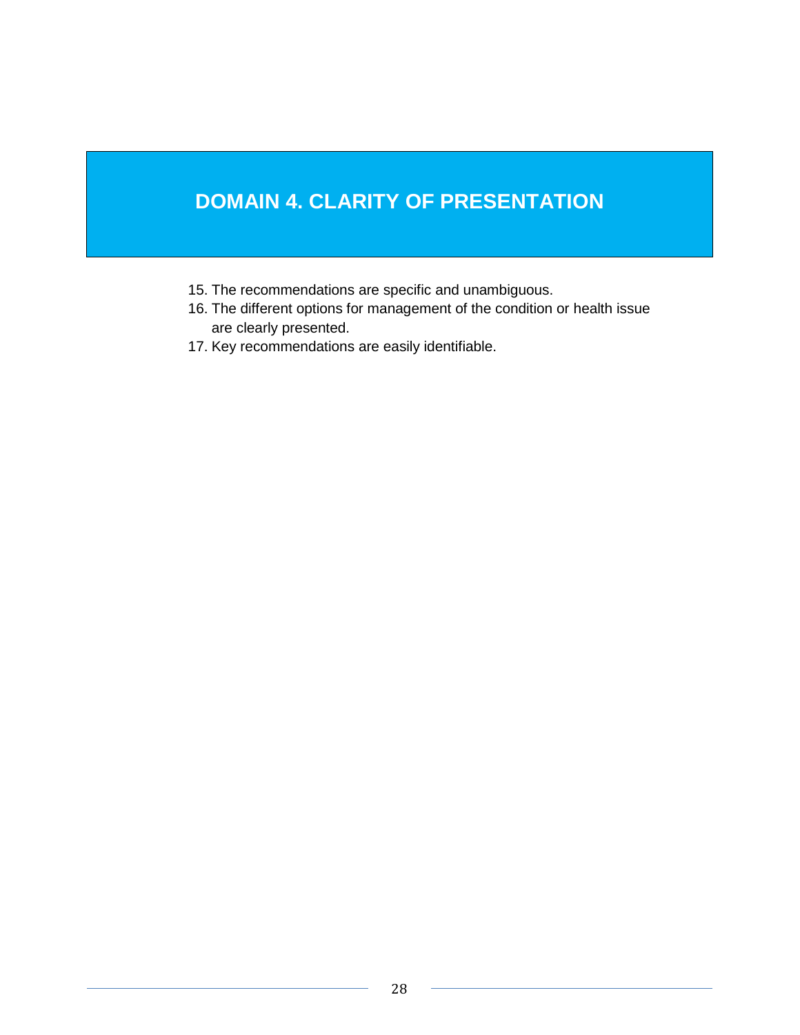# DOMAIN 4. CLARITY OF PRESENTATION

15. The recommendations are specific and unambiguous.
16. The different options for management of the condition or health issue are clearly presented.
17. Key recommendations are easily identifiable.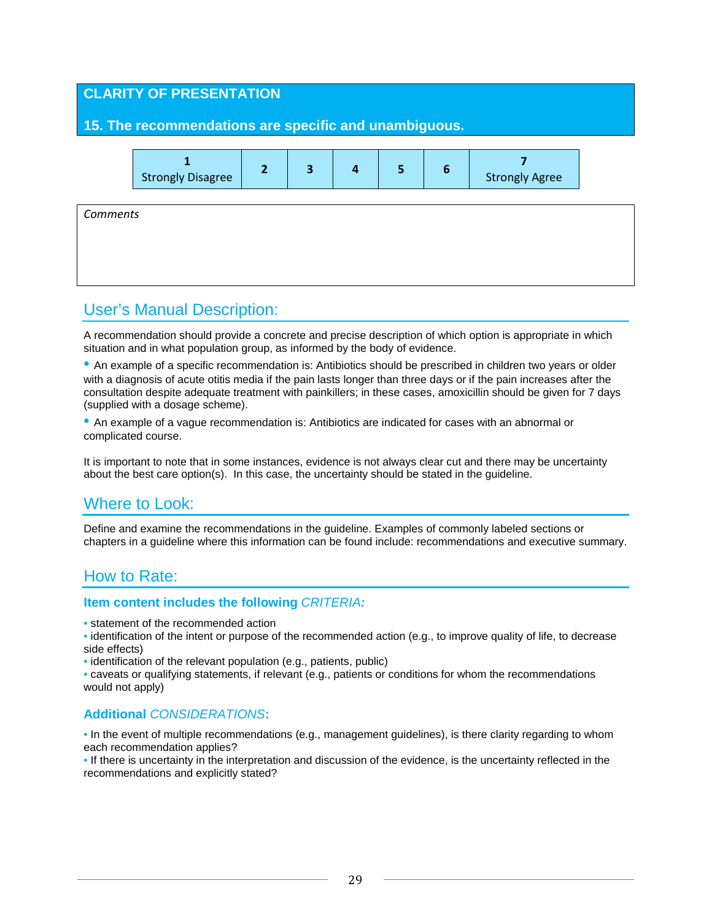## CLARITY OF PRESENTATION

### 15. The recommendations are specific and unambiguous.

| 1<br>Strongly Disagree | 2 | 3 | 4 | 5 | 6 | 7<br>Strongly Agree |
|---|---|---|---|---|---|---|

| *Comments* |
|---|
| |

## User's Manual Description:

A recommendation should provide a concrete and precise description of which option is appropriate in which situation and in what population group, as informed by the body of evidence.

- An example of a specific recommendation is: Antibiotics should be prescribed in children two years or older with a diagnosis of acute otitis media if the pain lasts longer than three days or if the pain increases after the consultation despite adequate treatment with painkillers; in these cases, amoxicillin should be given for 7 days (supplied with a dosage scheme).
- An example of a vague recommendation is: Antibiotics are indicated for cases with an abnormal or complicated course.

It is important to note that in some instances, evidence is not always clear cut and there may be uncertainty about the best care option(s). In this case, the uncertainty should be stated in the guideline.

## Where to Look:

Define and examine the recommendations in the guideline. Examples of commonly labeled sections or chapters in a guideline where this information can be found include: recommendations and executive summary.

## How to Rate:

### Item content includes the following *CRITERIA:*

- statement of the recommended action
- identification of the intent or purpose of the recommended action (e.g., to improve quality of life, to decrease side effects)
- identification of the relevant population (e.g., patients, public)
- caveats or qualifying statements, if relevant (e.g., patients or conditions for whom the recommendations would not apply)

### Additional *CONSIDERATIONS*:

- In the event of multiple recommendations (e.g., management guidelines), is there clarity regarding to whom each recommendation applies?
- If there is uncertainty in the interpretation and discussion of the evidence, is the uncertainty reflected in the recommendations and explicitly stated?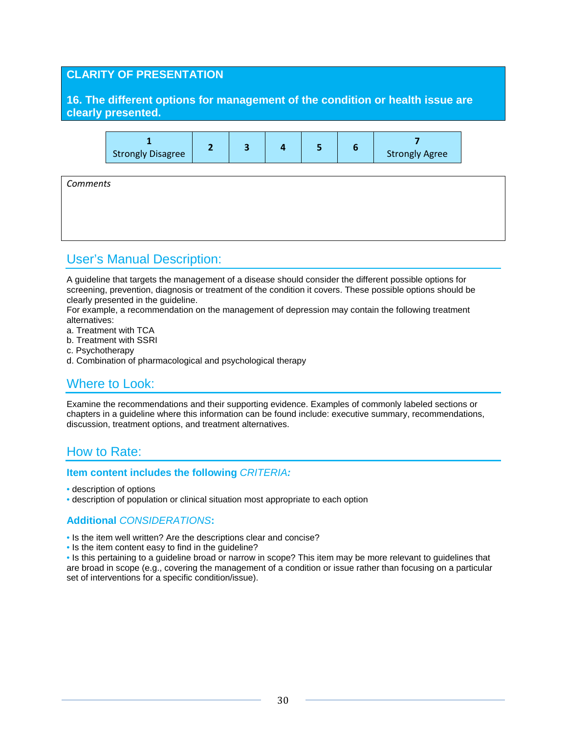## CLARITY OF PRESENTATION

### 16. The different options for management of the condition or health issue are clearly presented.

| 1 Strongly Disagree | 2 | 3 | 4 | 5 | 6 | 7 Strongly Agree |
|---|---|---|---|---|---|---|

*Comments*

## User's Manual Description:

A guideline that targets the management of a disease should consider the different possible options for screening, prevention, diagnosis or treatment of the condition it covers. These possible options should be clearly presented in the guideline.
For example, a recommendation on the management of depression may contain the following treatment alternatives:

a. Treatment with TCA
b. Treatment with SSRI
c. Psychotherapy
d. Combination of pharmacological and psychological therapy

## Where to Look:

Examine the recommendations and their supporting evidence. Examples of commonly labeled sections or chapters in a guideline where this information can be found include: executive summary, recommendations, discussion, treatment options, and treatment alternatives.

## How to Rate:

### Item content includes the following *CRITERIA:*

- description of options
- description of population or clinical situation most appropriate to each option

### Additional *CONSIDERATIONS*:

- Is the item well written? Are the descriptions clear and concise?
- Is the item content easy to find in the guideline?
- Is this pertaining to a guideline broad or narrow in scope? This item may be more relevant to guidelines that are broad in scope (e.g., covering the management of a condition or issue rather than focusing on a particular set of interventions for a specific condition/issue).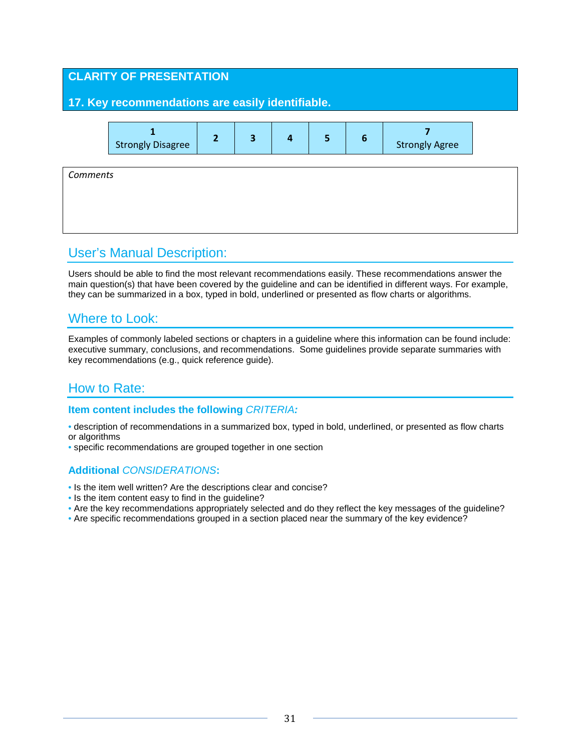## CLARITY OF PRESENTATION

### 17. Key recommendations are easily identifiable.

| 1 Strongly Disagree | 2 | 3 | 4 | 5 | 6 | 7 Strongly Agree |
|---|---|---|---|---|---|---|

*Comments*

## User's Manual Description:

Users should be able to find the most relevant recommendations easily. These recommendations answer the main question(s) that have been covered by the guideline and can be identified in different ways. For example, they can be summarized in a box, typed in bold, underlined or presented as flow charts or algorithms.

## Where to Look:

Examples of commonly labeled sections or chapters in a guideline where this information can be found include: executive summary, conclusions, and recommendations. Some guidelines provide separate summaries with key recommendations (e.g., quick reference guide).

## How to Rate:

**Item content includes the following *CRITERIA:***

- description of recommendations in a summarized box, typed in bold, underlined, or presented as flow charts or algorithms
- specific recommendations are grouped together in one section

**Additional *CONSIDERATIONS*:**

- Is the item well written? Are the descriptions clear and concise?
- Is the item content easy to find in the guideline?
- Are the key recommendations appropriately selected and do they reflect the key messages of the guideline?
- Are specific recommendations grouped in a section placed near the summary of the key evidence?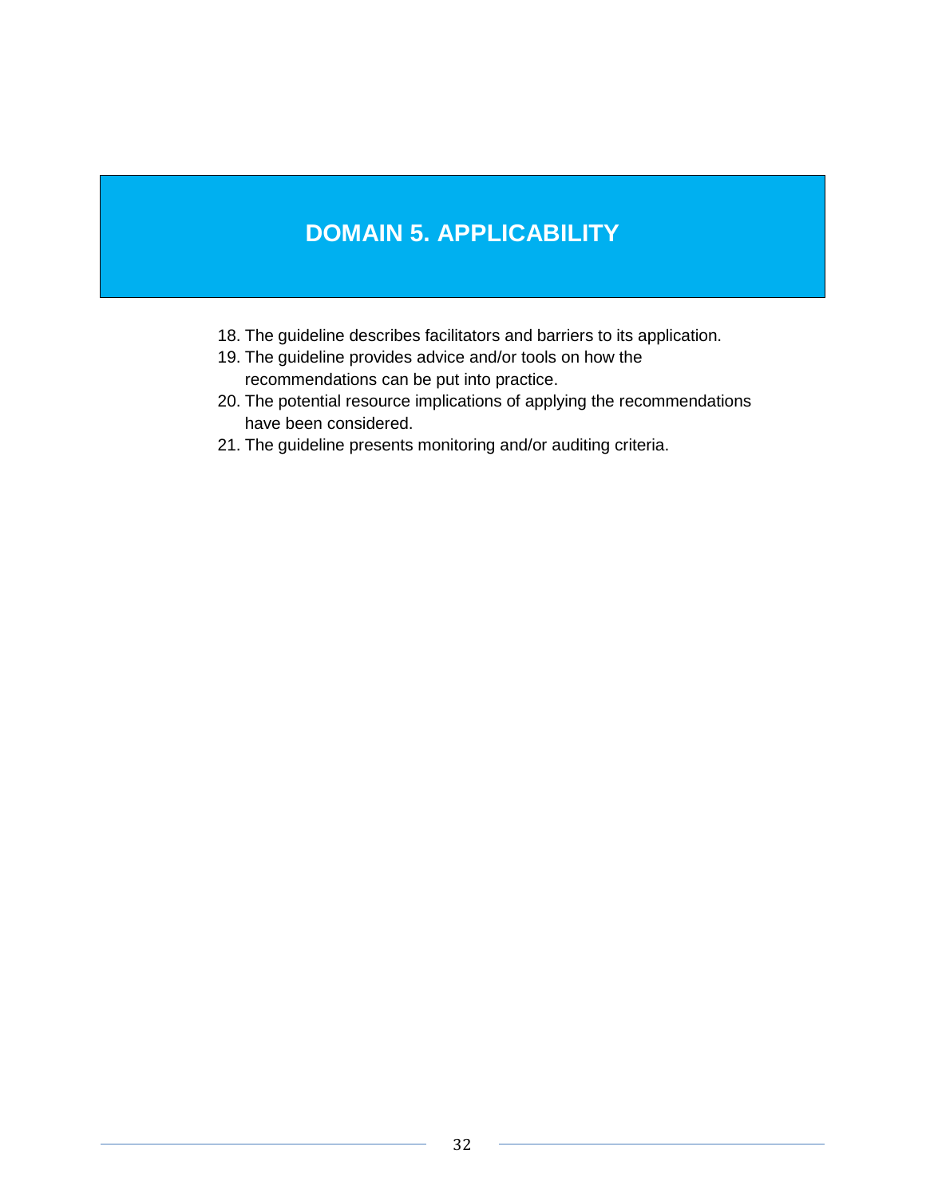# DOMAIN 5. APPLICABILITY

18. The guideline describes facilitators and barriers to its application.
19. The guideline provides advice and/or tools on how the recommendations can be put into practice.
20. The potential resource implications of applying the recommendations have been considered.
21. The guideline presents monitoring and/or auditing criteria.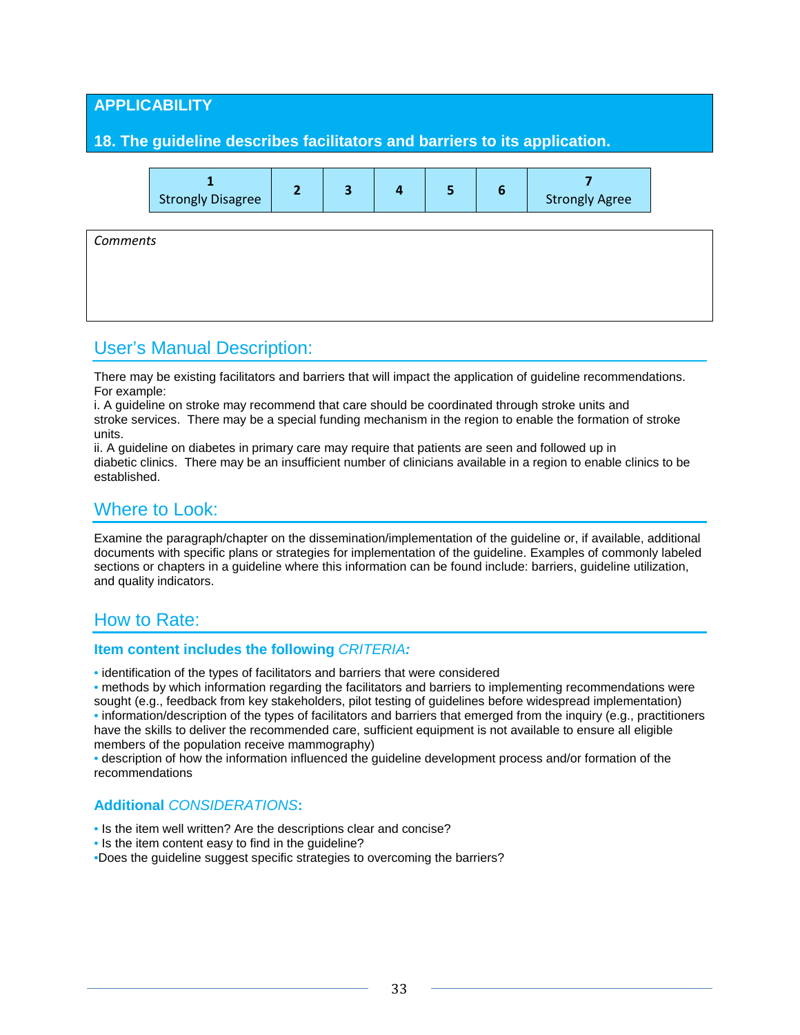## APPLICABILITY

### 18. The guideline describes facilitators and barriers to its application.

| 1<br>Strongly Disagree | 2 | 3 | 4 | 5 | 6 | 7<br>Strongly Agree |
|---|---|---|---|---|---|---|

| *Comments* |
|---|
| |

## User's Manual Description:

There may be existing facilitators and barriers that will impact the application of guideline recommendations. For example:

i. A guideline on stroke may recommend that care should be coordinated through stroke units and stroke services. There may be a special funding mechanism in the region to enable the formation of stroke units.

ii. A guideline on diabetes in primary care may require that patients are seen and followed up in diabetic clinics. There may be an insufficient number of clinicians available in a region to enable clinics to be established.

## Where to Look:

Examine the paragraph/chapter on the dissemination/implementation of the guideline or, if available, additional documents with specific plans or strategies for implementation of the guideline. Examples of commonly labeled sections or chapters in a guideline where this information can be found include: barriers, guideline utilization, and quality indicators.

## How to Rate:

### Item content includes the following *CRITERIA:*

- identification of the types of facilitators and barriers that were considered
- methods by which information regarding the facilitators and barriers to implementing recommendations were sought (e.g., feedback from key stakeholders, pilot testing of guidelines before widespread implementation)
- information/description of the types of facilitators and barriers that emerged from the inquiry (e.g., practitioners have the skills to deliver the recommended care, sufficient equipment is not available to ensure all eligible members of the population receive mammography)
- description of how the information influenced the guideline development process and/or formation of the recommendations

### Additional *CONSIDERATIONS*:

- Is the item well written? Are the descriptions clear and concise?
- Is the item content easy to find in the guideline?
- Does the guideline suggest specific strategies to overcoming the barriers?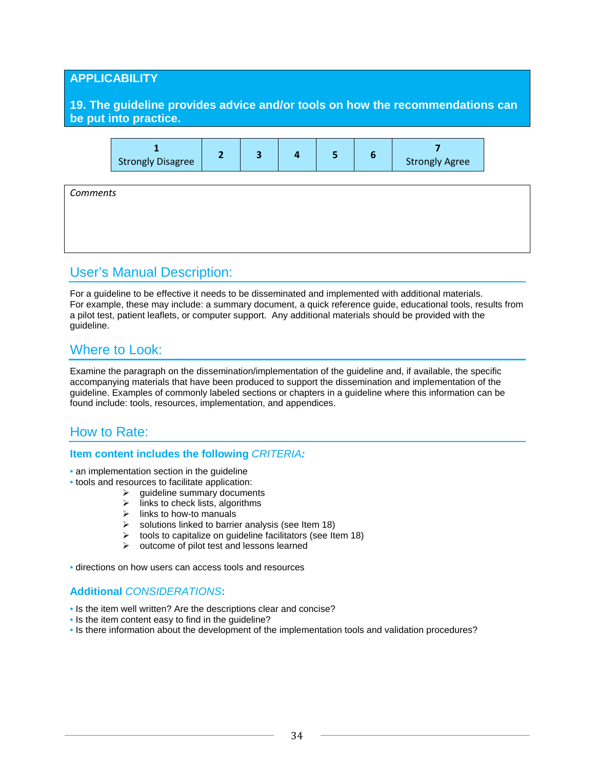## APPLICABILITY

### 19. The guideline provides advice and/or tools on how the recommendations can be put into practice.

| 1 Strongly Disagree | 2 | 3 | 4 | 5 | 6 | 7 Strongly Agree |
|---|---|---|---|---|---|---|

*Comments*

## User's Manual Description:

For a guideline to be effective it needs to be disseminated and implemented with additional materials. For example, these may include: a summary document, a quick reference guide, educational tools, results from a pilot test, patient leaflets, or computer support. Any additional materials should be provided with the guideline.

## Where to Look:

Examine the paragraph on the dissemination/implementation of the guideline and, if available, the specific accompanying materials that have been produced to support the dissemination and implementation of the guideline. Examples of commonly labeled sections or chapters in a guideline where this information can be found include: tools, resources, implementation, and appendices.

## How to Rate:

### Item content includes the following *CRITERIA:*

- an implementation section in the guideline
- tools and resources to facilitate application:
    - guideline summary documents
    - links to check lists, algorithms
    - links to how-to manuals
    - solutions linked to barrier analysis (see Item 18)
    - tools to capitalize on guideline facilitators (see Item 18)
    - outcome of pilot test and lessons learned
- directions on how users can access tools and resources

### Additional *CONSIDERATIONS*:

- Is the item well written? Are the descriptions clear and concise?
- Is the item content easy to find in the guideline?
- Is there information about the development of the implementation tools and validation procedures?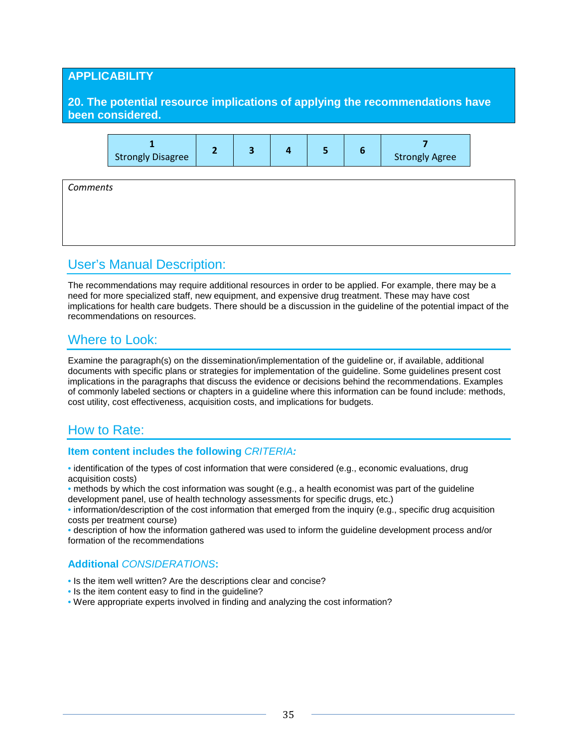## APPLICABILITY

### 20. The potential resource implications of applying the recommendations have been considered.

| 1 Strongly Disagree | 2 | 3 | 4 | 5 | 6 | 7 Strongly Agree |
|---|---|---|---|---|---|---|

| *Comments* |
|---|
| |

## User's Manual Description:

The recommendations may require additional resources in order to be applied. For example, there may be a need for more specialized staff, new equipment, and expensive drug treatment. These may have cost implications for health care budgets. There should be a discussion in the guideline of the potential impact of the recommendations on resources.

## Where to Look:

Examine the paragraph(s) on the dissemination/implementation of the guideline or, if available, additional documents with specific plans or strategies for implementation of the guideline. Some guidelines present cost implications in the paragraphs that discuss the evidence or decisions behind the recommendations. Examples of commonly labeled sections or chapters in a guideline where this information can be found include: methods, cost utility, cost effectiveness, acquisition costs, and implications for budgets.

## How to Rate:

### Item content includes the following *CRITERIA:*

- identification of the types of cost information that were considered (e.g., economic evaluations, drug acquisition costs)
- methods by which the cost information was sought (e.g., a health economist was part of the guideline development panel, use of health technology assessments for specific drugs, etc.)
- information/description of the cost information that emerged from the inquiry (e.g., specific drug acquisition costs per treatment course)
- description of how the information gathered was used to inform the guideline development process and/or formation of the recommendations

### Additional *CONSIDERATIONS*:

- Is the item well written? Are the descriptions clear and concise?
- Is the item content easy to find in the guideline?
- Were appropriate experts involved in finding and analyzing the cost information?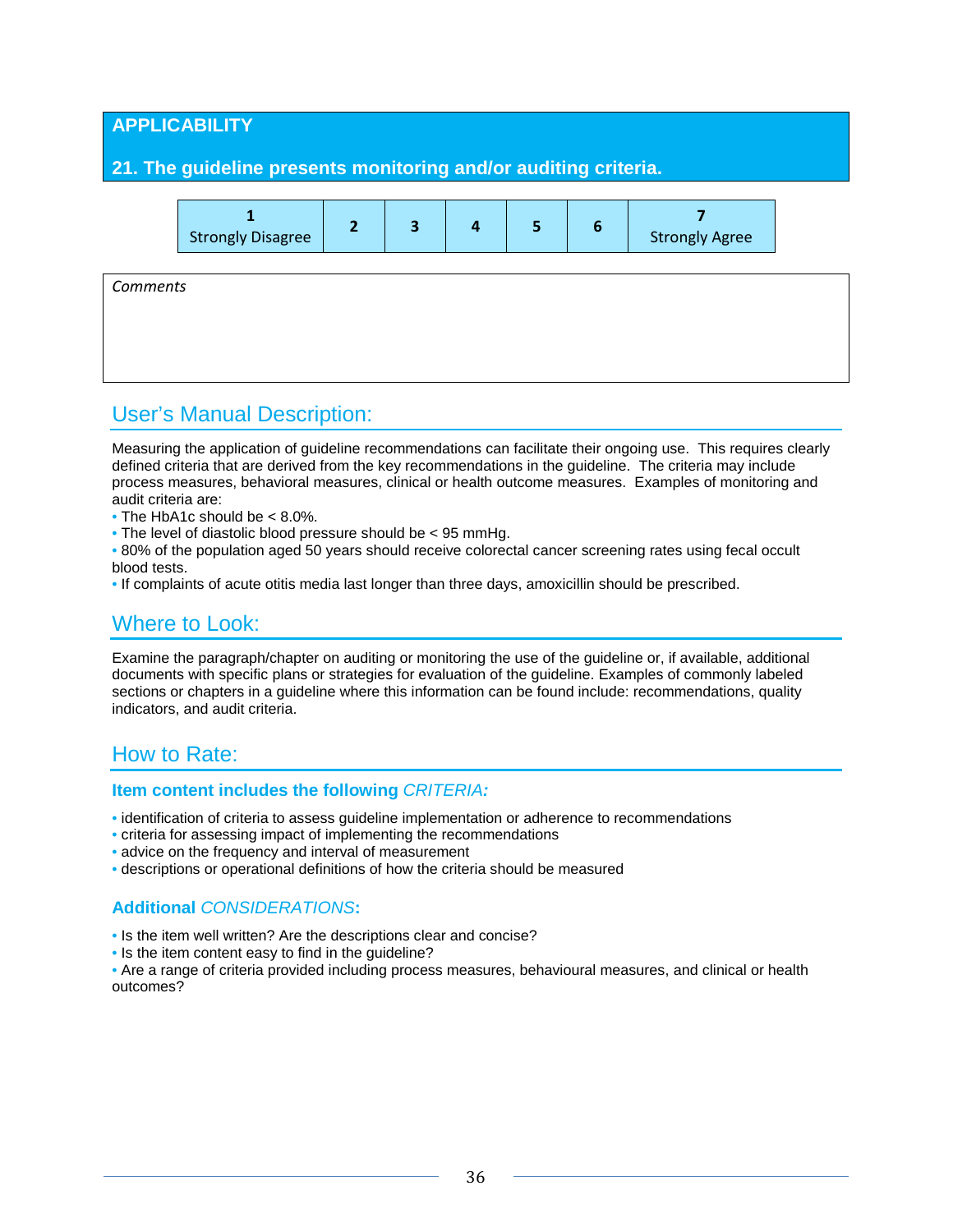## APPLICABILITY

### 21. The guideline presents monitoring and/or auditing criteria.

| 1 Strongly Disagree | 2 | 3 | 4 | 5 | 6 | 7 Strongly Agree |
|---|---|---|---|---|---|---|

| *Comments* |
|---|
| |

## User's Manual Description:

Measuring the application of guideline recommendations can facilitate their ongoing use. This requires clearly defined criteria that are derived from the key recommendations in the guideline. The criteria may include process measures, behavioral measures, clinical or health outcome measures. Examples of monitoring and audit criteria are:

- The HbA1c should be < 8.0%.
- The level of diastolic blood pressure should be < 95 mmHg.
- 80% of the population aged 50 years should receive colorectal cancer screening rates using fecal occult blood tests.
- If complaints of acute otitis media last longer than three days, amoxicillin should be prescribed.

## Where to Look:

Examine the paragraph/chapter on auditing or monitoring the use of the guideline or, if available, additional documents with specific plans or strategies for evaluation of the guideline. Examples of commonly labeled sections or chapters in a guideline where this information can be found include: recommendations, quality indicators, and audit criteria.

## How to Rate:

### Item content includes the following *CRITERIA:*

- identification of criteria to assess guideline implementation or adherence to recommendations
- criteria for assessing impact of implementing the recommendations
- advice on the frequency and interval of measurement
- descriptions or operational definitions of how the criteria should be measured

### Additional *CONSIDERATIONS*:

- Is the item well written? Are the descriptions clear and concise?
- Is the item content easy to find in the guideline?
- Are a range of criteria provided including process measures, behavioural measures, and clinical or health outcomes?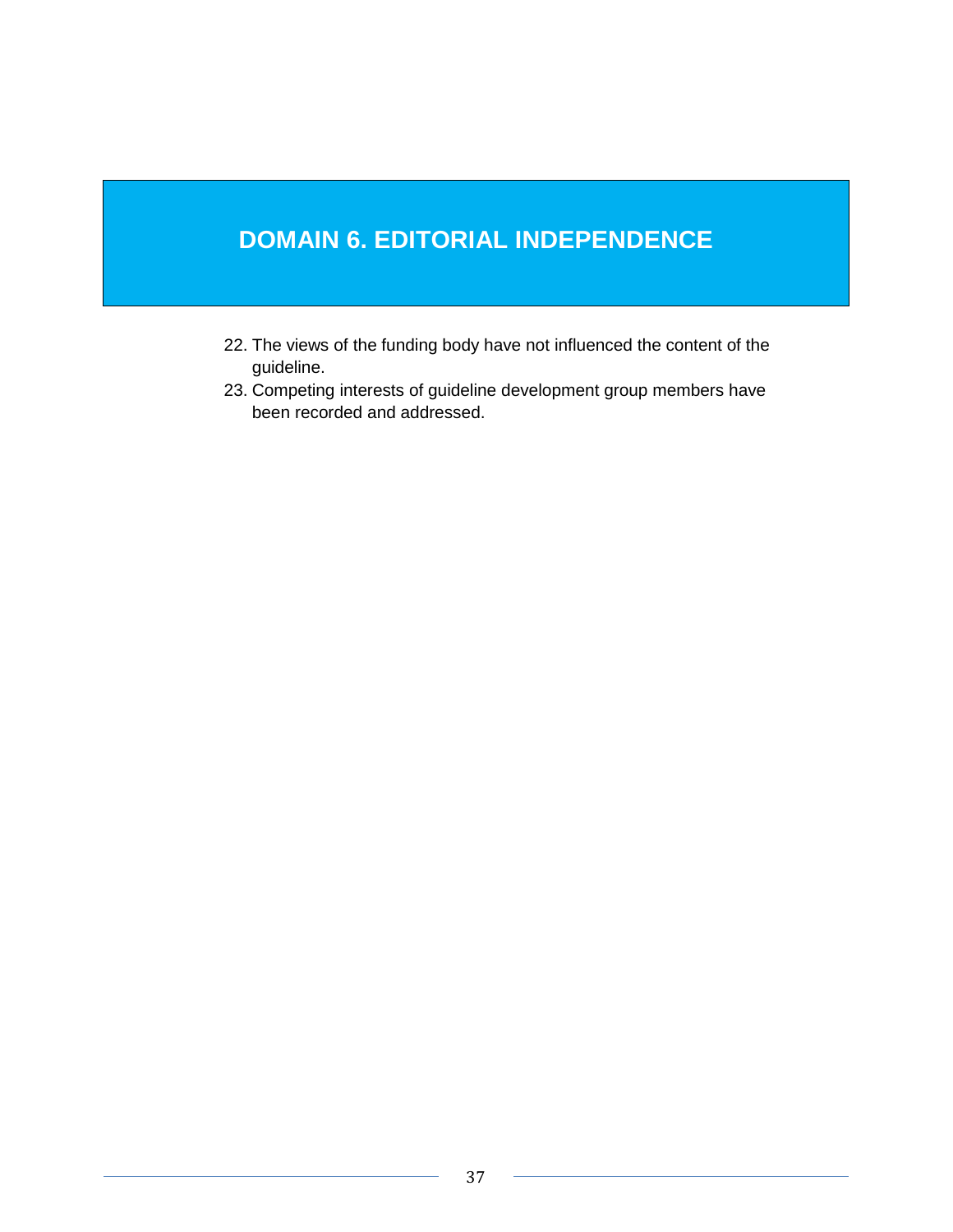# DOMAIN 6. EDITORIAL INDEPENDENCE

22. The views of the funding body have not influenced the content of the guideline.
23. Competing interests of guideline development group members have been recorded and addressed.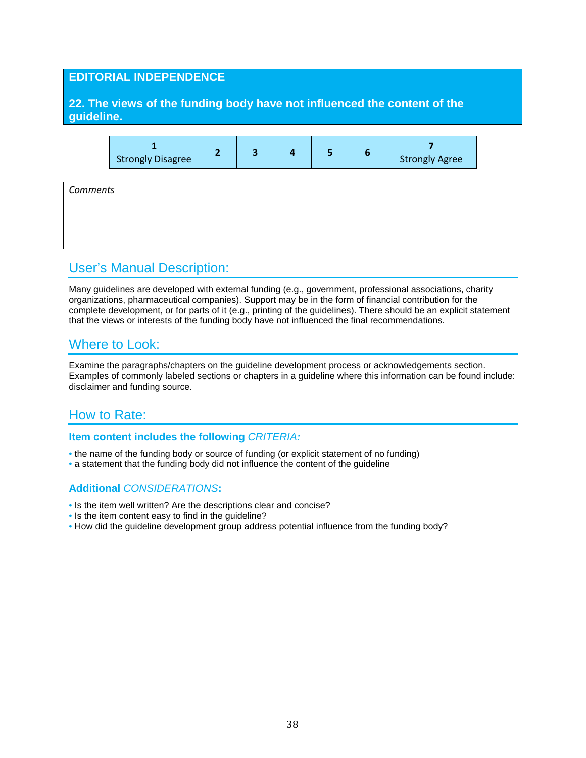## EDITORIAL INDEPENDENCE

### 22. The views of the funding body have not influenced the content of the guideline.

| 1 Strongly Disagree | 2 | 3 | 4 | 5 | 6 | 7 Strongly Agree |
|---|---|---|---|---|---|---|

*Comments*

## User's Manual Description:

Many guidelines are developed with external funding (e.g., government, professional associations, charity organizations, pharmaceutical companies). Support may be in the form of financial contribution for the complete development, or for parts of it (e.g., printing of the guidelines). There should be an explicit statement that the views or interests of the funding body have not influenced the final recommendations.

## Where to Look:

Examine the paragraphs/chapters on the guideline development process or acknowledgements section. Examples of commonly labeled sections or chapters in a guideline where this information can be found include: disclaimer and funding source.

## How to Rate:

### Item content includes the following *CRITERIA:*

- the name of the funding body or source of funding (or explicit statement of no funding)
- a statement that the funding body did not influence the content of the guideline

### Additional *CONSIDERATIONS*:

- Is the item well written? Are the descriptions clear and concise?
- Is the item content easy to find in the guideline?
- How did the guideline development group address potential influence from the funding body?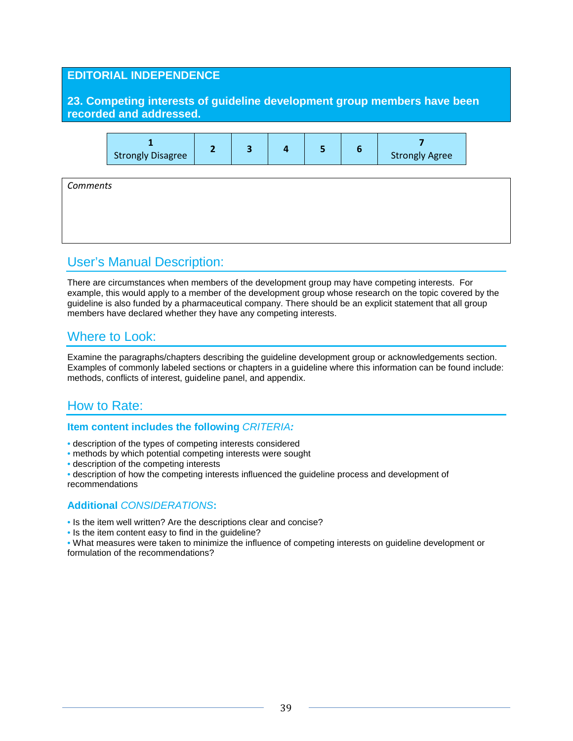## EDITORIAL INDEPENDENCE

### 23. Competing interests of guideline development group members have been recorded and addressed.

| 1 Strongly Disagree | 2 | 3 | 4 | 5 | 6 | 7 Strongly Agree |
|---|---|---|---|---|---|---|

*Comments*

## User's Manual Description:

There are circumstances when members of the development group may have competing interests. For example, this would apply to a member of the development group whose research on the topic covered by the guideline is also funded by a pharmaceutical company. There should be an explicit statement that all group members have declared whether they have any competing interests.

## Where to Look:

Examine the paragraphs/chapters describing the guideline development group or acknowledgements section. Examples of commonly labeled sections or chapters in a guideline where this information can be found include: methods, conflicts of interest, guideline panel, and appendix.

## How to Rate:

**Item content includes the following *CRITERIA:***

- description of the types of competing interests considered
- methods by which potential competing interests were sought
- description of the competing interests
- description of how the competing interests influenced the guideline process and development of recommendations

**Additional *CONSIDERATIONS*:**

- Is the item well written? Are the descriptions clear and concise?
- Is the item content easy to find in the guideline?
- What measures were taken to minimize the influence of competing interests on guideline development or formulation of the recommendations?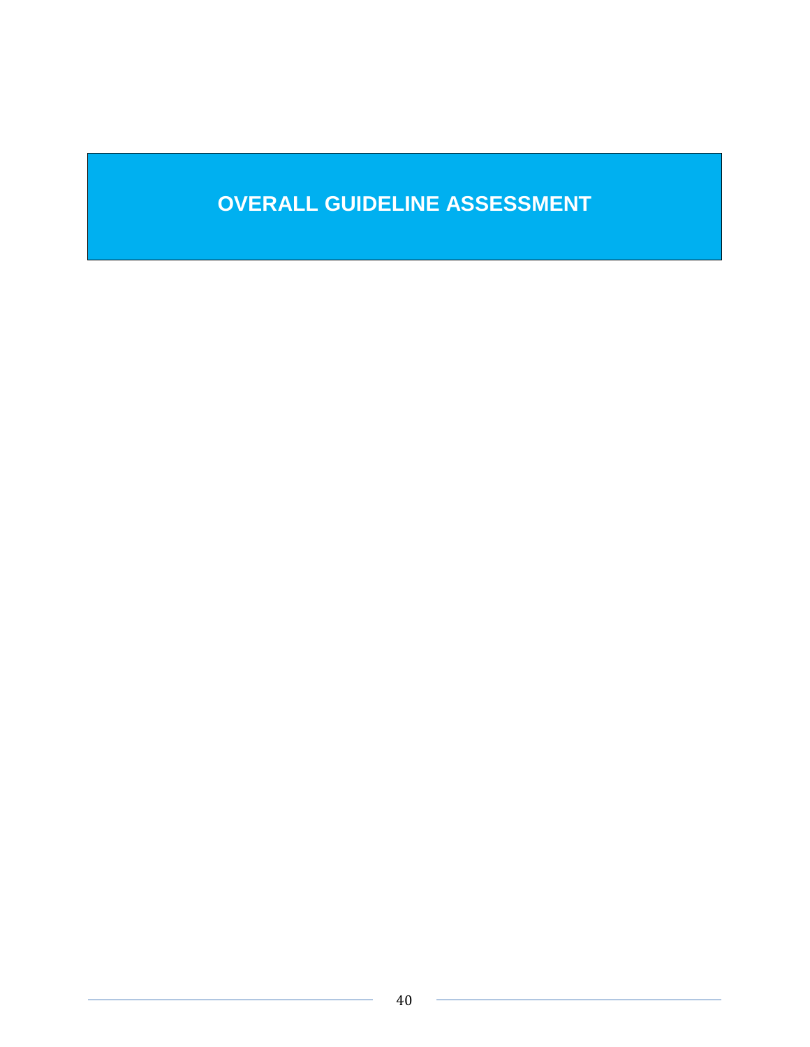# OVERALL GUIDELINE ASSESSMENT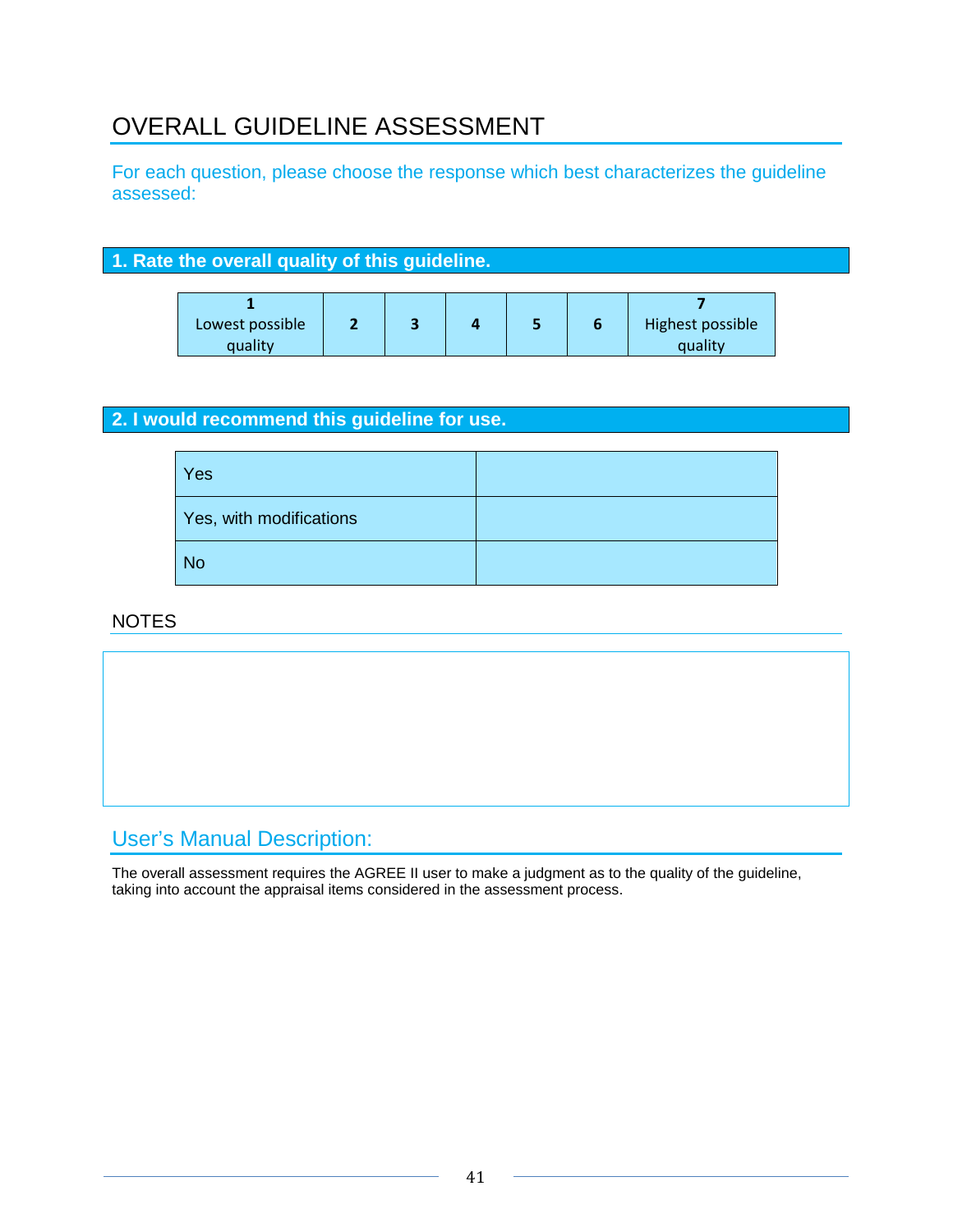# OVERALL GUIDELINE ASSESSMENT

For each question, please choose the response which best characterizes the guideline assessed:

## 1. Rate the overall quality of this guideline.

| 1 Lowest possible quality | 2 | 3 | 4 | 5 | 6 | 7 Highest possible quality |
|---|---|---|---|---|---|---|

## 2. I would recommend this guideline for use.

| | |
|---|---|
| Yes | |
| Yes, with modifications | |
| No | |

NOTES

## User's Manual Description:

The overall assessment requires the AGREE II user to make a judgment as to the quality of the guideline, taking into account the appraisal items considered in the assessment process.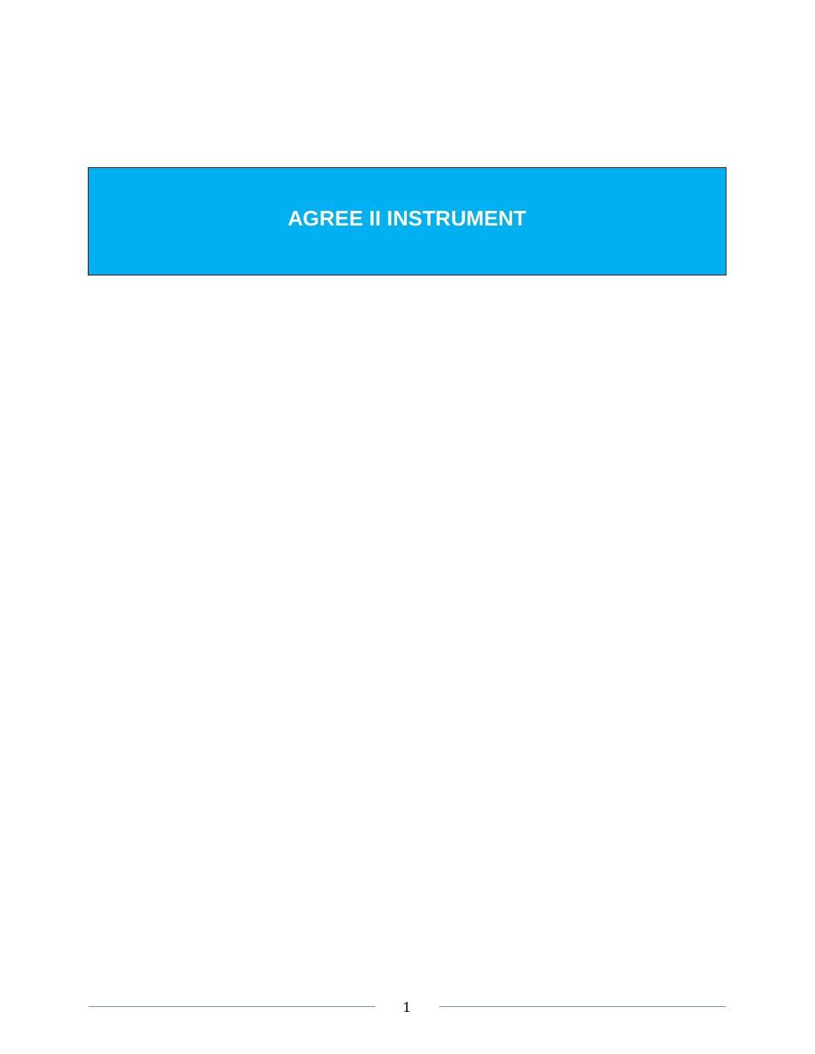# AGREE II INSTRUMENT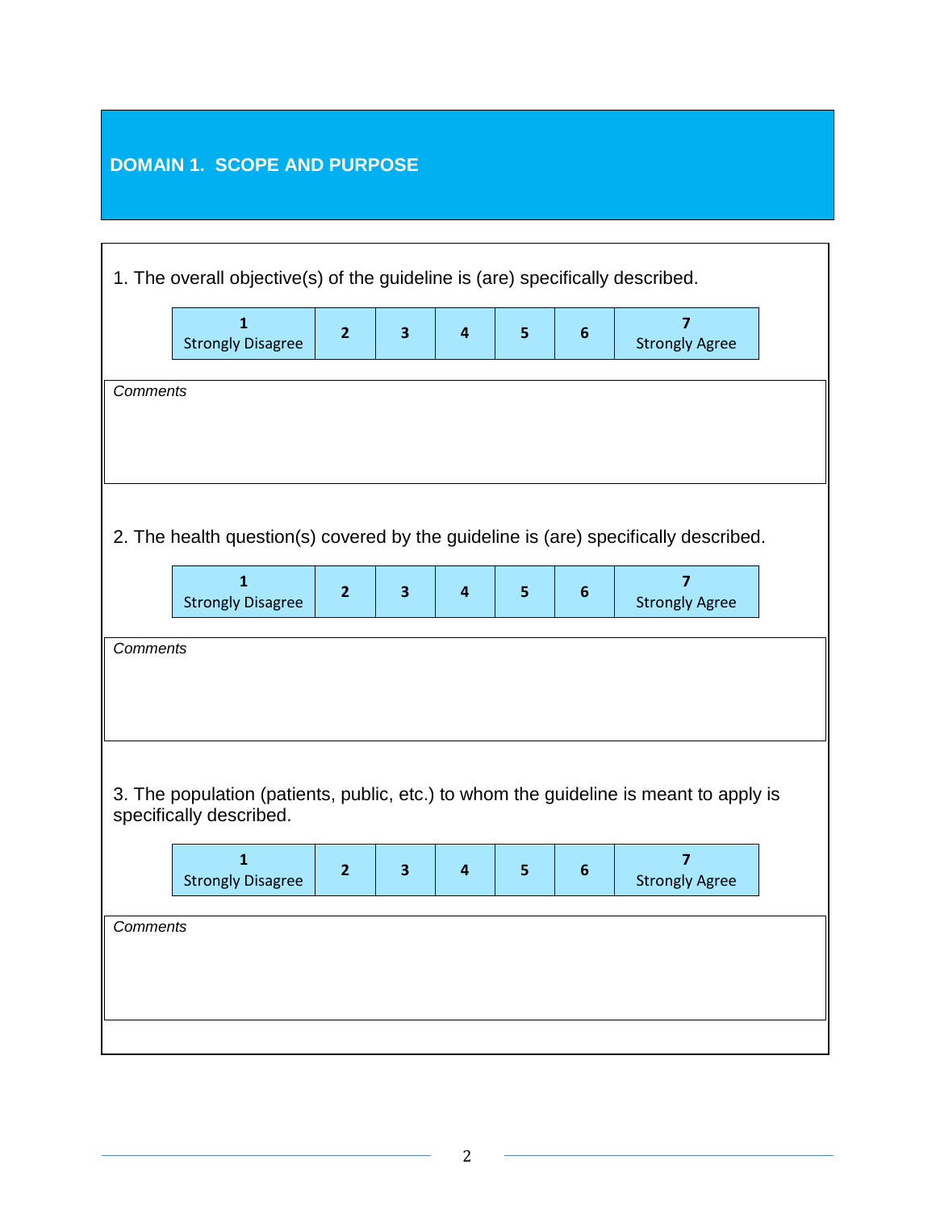## DOMAIN 1. SCOPE AND PURPOSE

1. The overall objective(s) of the guideline is (are) specifically described.

| 1 Strongly Disagree | 2 | 3 | 4 | 5 | 6 | 7 Strongly Agree |
|---|---|---|---|---|---|---|

*Comments*

2. The health question(s) covered by the guideline is (are) specifically described.

| 1 Strongly Disagree | 2 | 3 | 4 | 5 | 6 | 7 Strongly Agree |
|---|---|---|---|---|---|---|

*Comments*

3. The population (patients, public, etc.) to whom the guideline is meant to apply is specifically described.

| 1 Strongly Disagree | 2 | 3 | 4 | 5 | 6 | 7 Strongly Agree |
|---|---|---|---|---|---|---|

*Comments*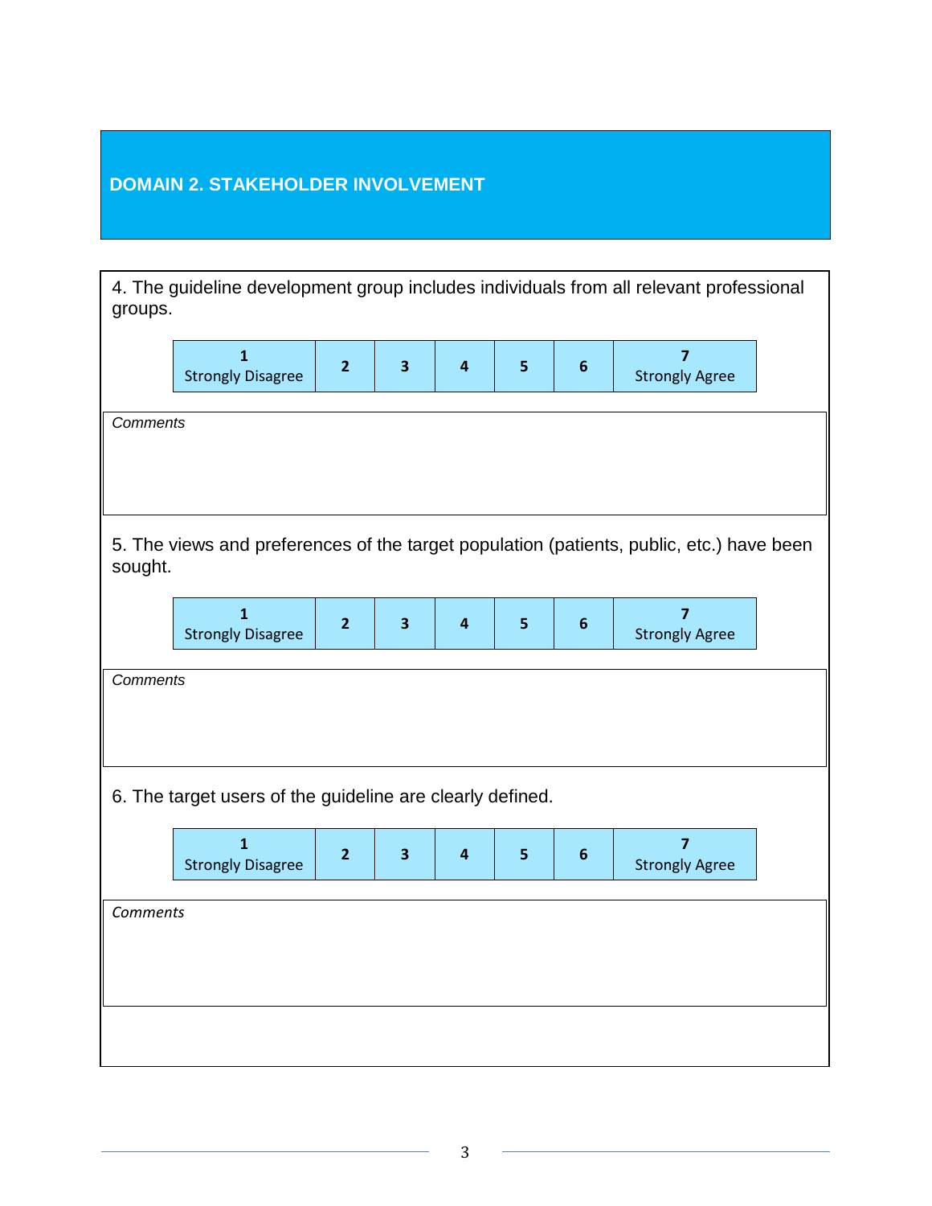## DOMAIN 2. STAKEHOLDER INVOLVEMENT

4. The guideline development group includes individuals from all relevant professional groups.

| 1<br>Strongly Disagree | 2 | 3 | 4 | 5 | 6 | 7<br>Strongly Agree |
|---|---|---|---|---|---|---|

*Comments*

5. The views and preferences of the target population (patients, public, etc.) have been sought.

| 1<br>Strongly Disagree | 2 | 3 | 4 | 5 | 6 | 7<br>Strongly Agree |
|---|---|---|---|---|---|---|

*Comments*

6. The target users of the guideline are clearly defined.

| 1<br>Strongly Disagree | 2 | 3 | 4 | 5 | 6 | 7<br>Strongly Agree |
|---|---|---|---|---|---|---|

*Comments*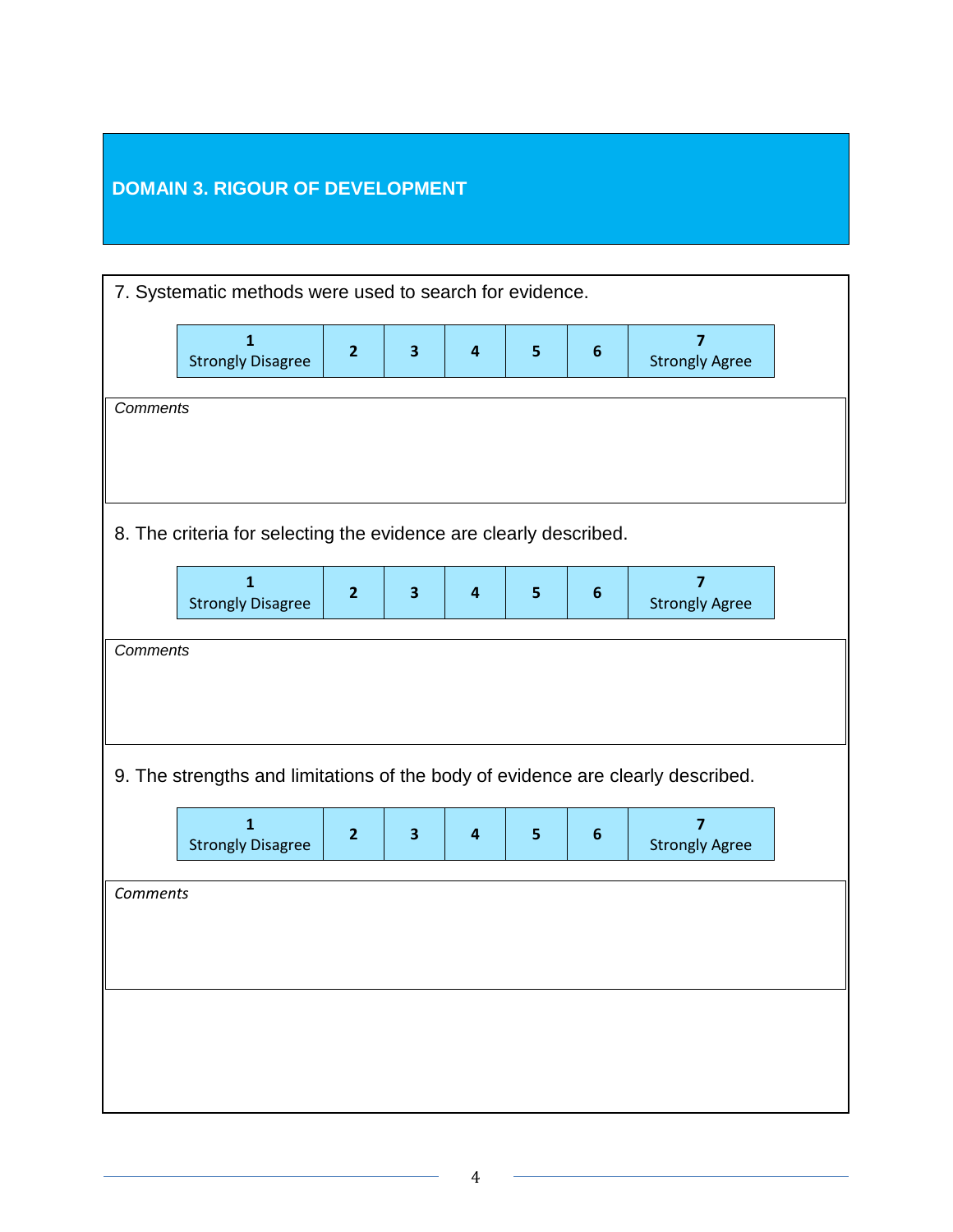## DOMAIN 3. RIGOUR OF DEVELOPMENT

7. Systematic methods were used to search for evidence.

| 1<br>Strongly Disagree | 2 | 3 | 4 | 5 | 6 | 7<br>Strongly Agree |
|---|---|---|---|---|---|---|

*Comments*

8. The criteria for selecting the evidence are clearly described.

| 1<br>Strongly Disagree | 2 | 3 | 4 | 5 | 6 | 7<br>Strongly Agree |
|---|---|---|---|---|---|---|

*Comments*

9. The strengths and limitations of the body of evidence are clearly described.

| 1<br>Strongly Disagree | 2 | 3 | 4 | 5 | 6 | 7<br>Strongly Agree |
|---|---|---|---|---|---|---|

*Comments*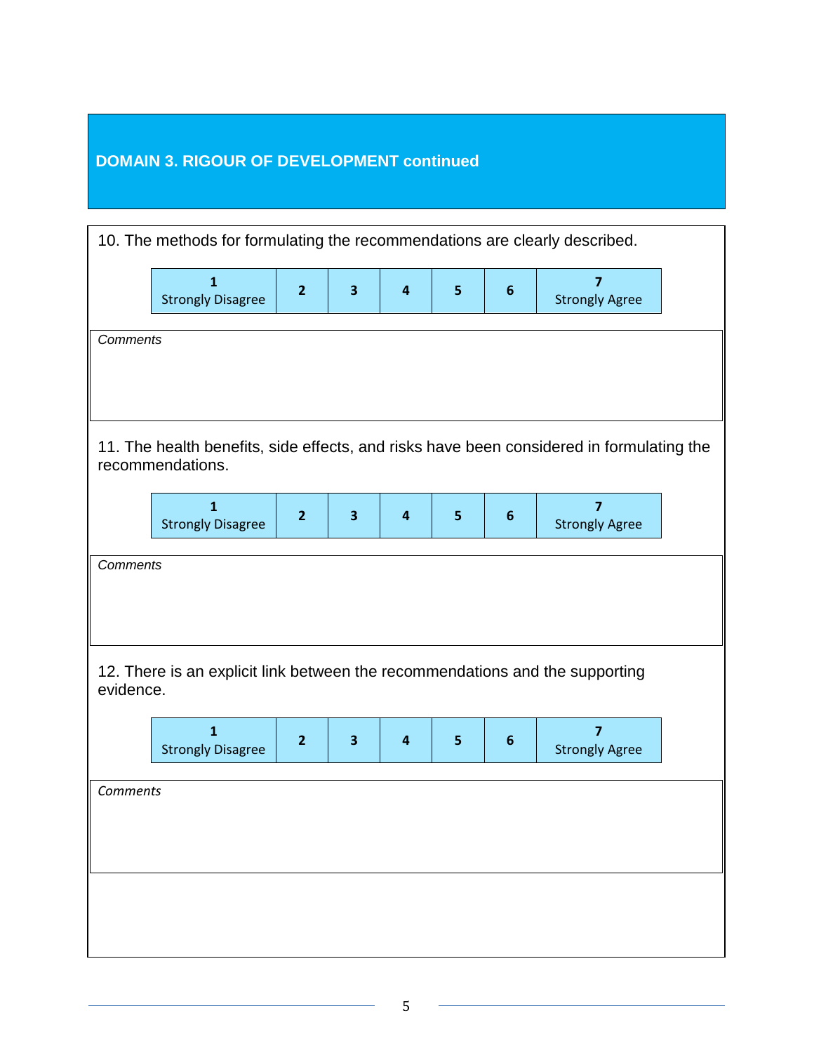## DOMAIN 3. RIGOUR OF DEVELOPMENT continued

10. The methods for formulating the recommendations are clearly described.

| 1<br>Strongly Disagree | 2 | 3 | 4 | 5 | 6 | 7<br>Strongly Agree |
|---|---|---|---|---|---|---|

*Comments*

11. The health benefits, side effects, and risks have been considered in formulating the recommendations.

| 1<br>Strongly Disagree | 2 | 3 | 4 | 5 | 6 | 7<br>Strongly Agree |
|---|---|---|---|---|---|---|

*Comments*

12. There is an explicit link between the recommendations and the supporting evidence.

| 1<br>Strongly Disagree | 2 | 3 | 4 | 5 | 6 | 7<br>Strongly Agree |
|---|---|---|---|---|---|---|

*Comments*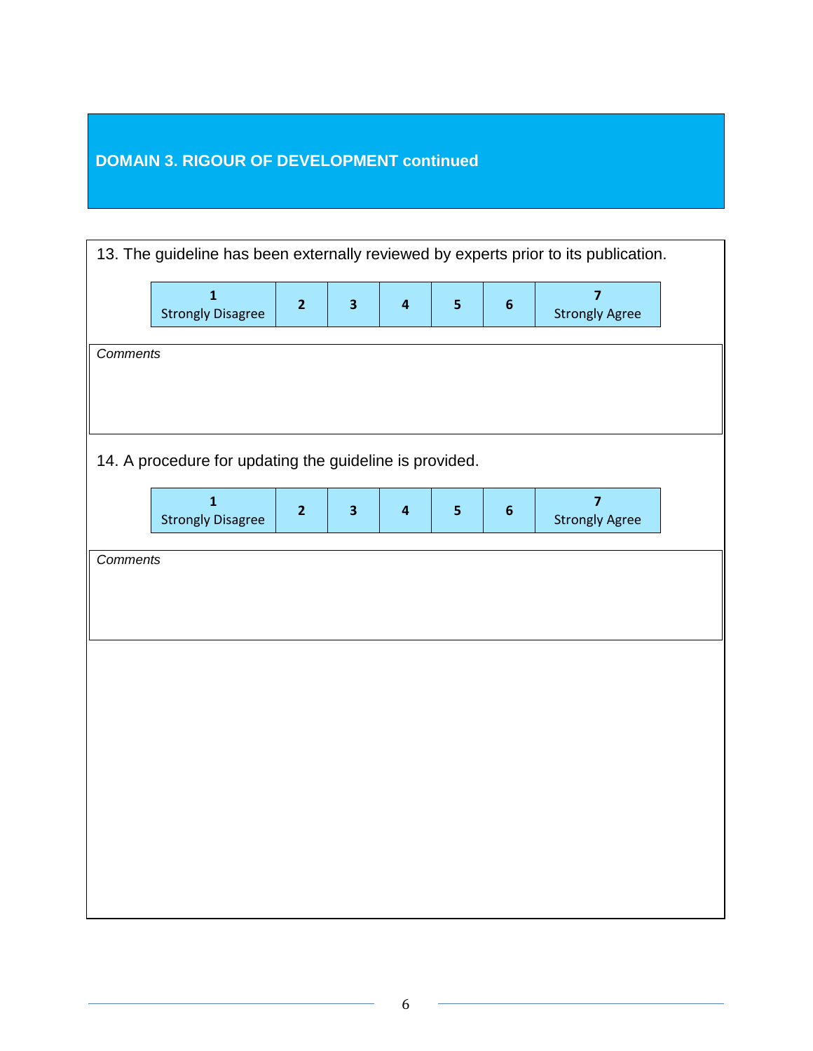## DOMAIN 3. RIGOUR OF DEVELOPMENT continued

13. The guideline has been externally reviewed by experts prior to its publication.

| 1<br>Strongly Disagree | 2 | 3 | 4 | 5 | 6 | 7<br>Strongly Agree |
|---|---|---|---|---|---|---|

*Comments*

14. A procedure for updating the guideline is provided.

| 1<br>Strongly Disagree | 2 | 3 | 4 | 5 | 6 | 7<br>Strongly Agree |
|---|---|---|---|---|---|---|

*Comments*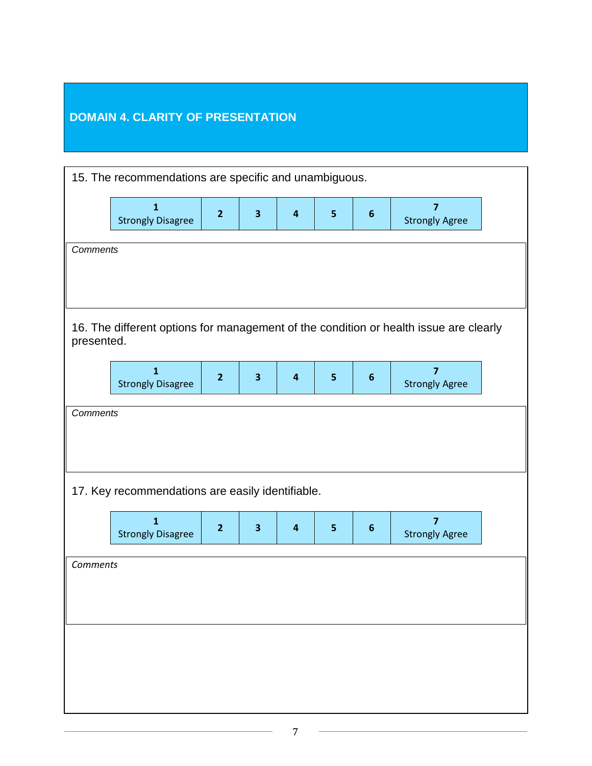## DOMAIN 4. CLARITY OF PRESENTATION

15. The recommendations are specific and unambiguous.

| 1 Strongly Disagree | 2 | 3 | 4 | 5 | 6 | 7 Strongly Agree |
|---|---|---|---|---|---|---|

*Comments*

16. The different options for management of the condition or health issue are clearly presented.

| 1 Strongly Disagree | 2 | 3 | 4 | 5 | 6 | 7 Strongly Agree |
|---|---|---|---|---|---|---|

*Comments*

17. Key recommendations are easily identifiable.

| 1 Strongly Disagree | 2 | 3 | 4 | 5 | 6 | 7 Strongly Agree |
|---|---|---|---|---|---|---|

*Comments*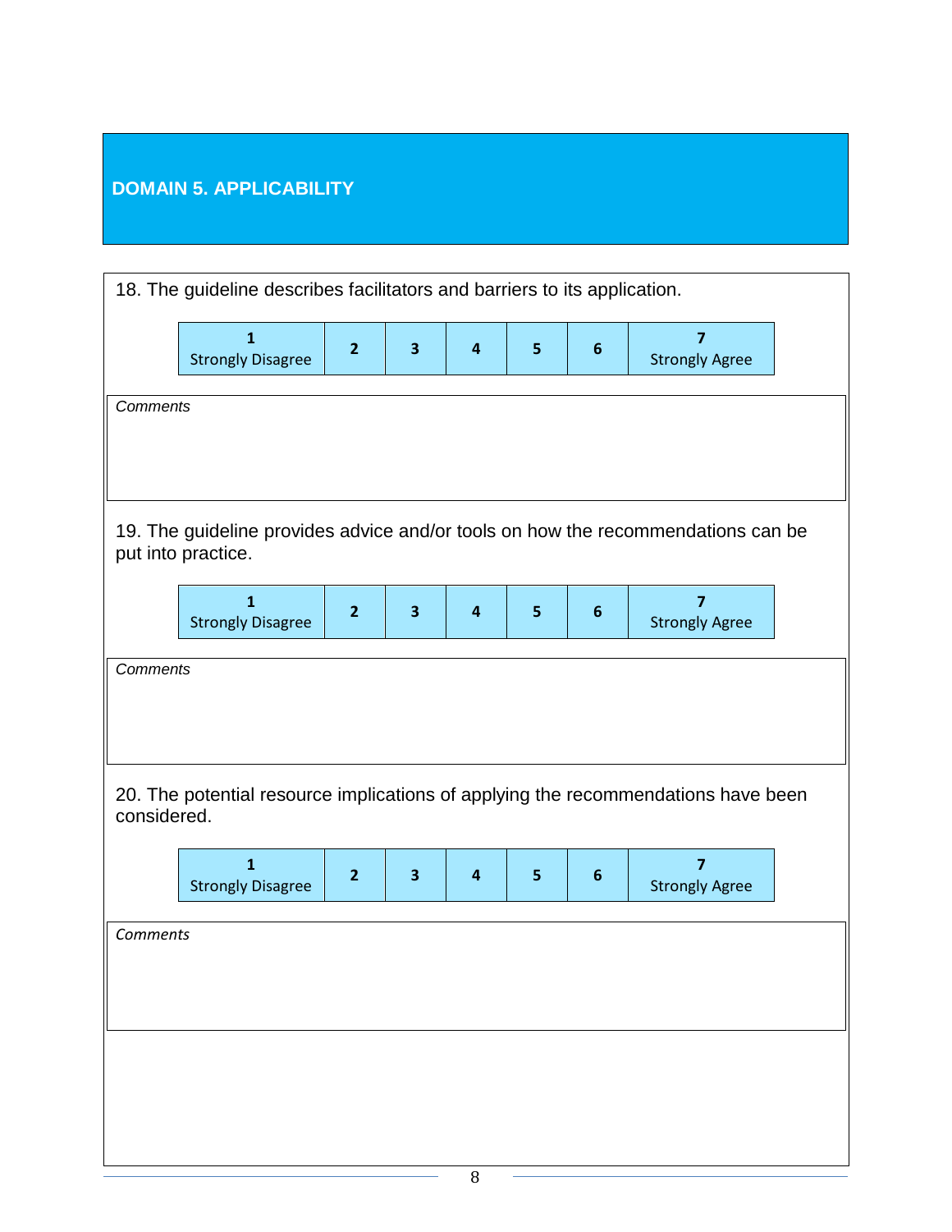## DOMAIN 5. APPLICABILITY

18. The guideline describes facilitators and barriers to its application.

| 1<br>Strongly Disagree | 2 | 3 | 4 | 5 | 6 | 7<br>Strongly Agree |
|---|---|---|---|---|---|---|

*Comments*

19. The guideline provides advice and/or tools on how the recommendations can be put into practice.

| 1<br>Strongly Disagree | 2 | 3 | 4 | 5 | 6 | 7<br>Strongly Agree |
|---|---|---|---|---|---|---|

*Comments*

20. The potential resource implications of applying the recommendations have been considered.

| 1<br>Strongly Disagree | 2 | 3 | 4 | 5 | 6 | 7<br>Strongly Agree |
|---|---|---|---|---|---|---|

*Comments*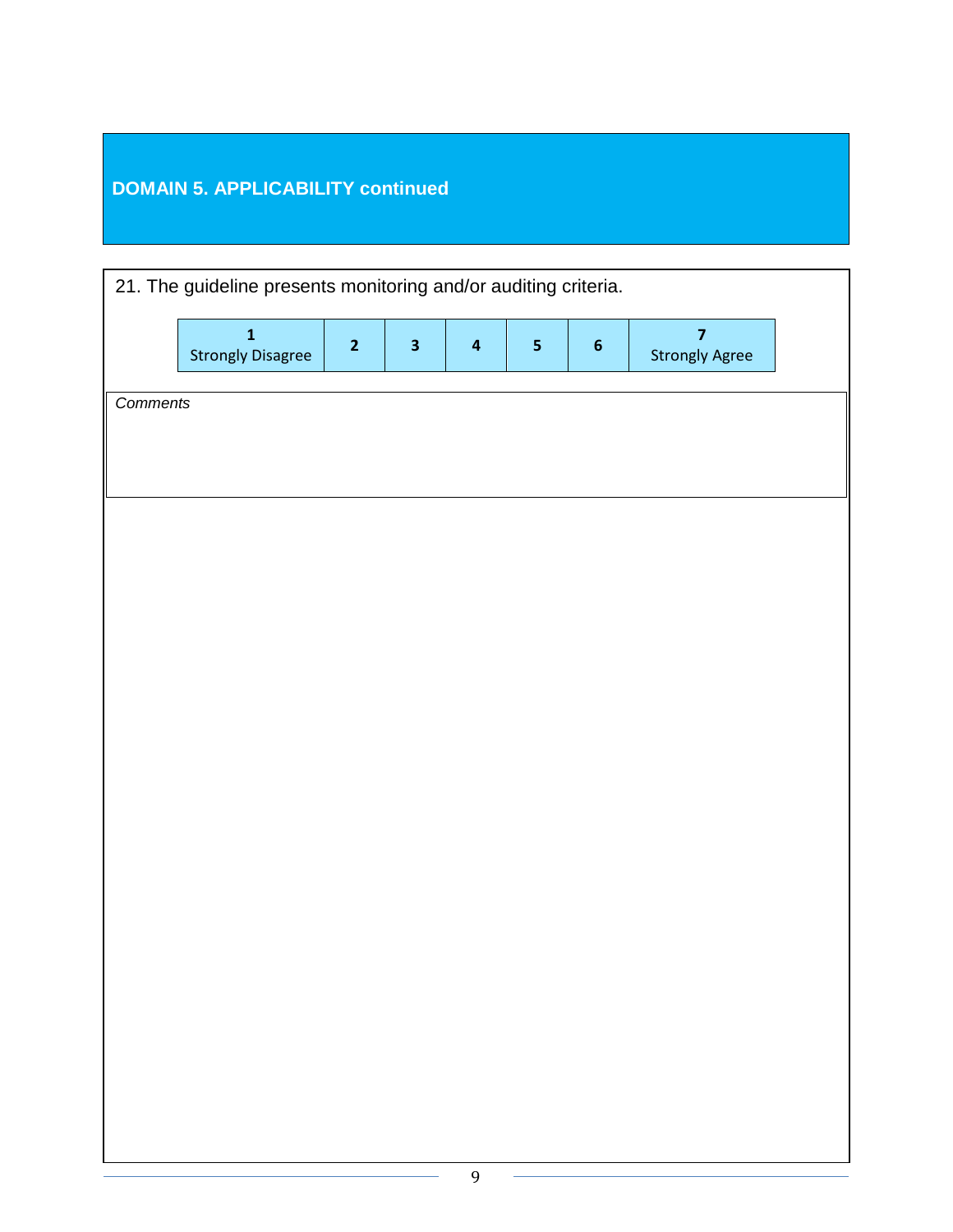## DOMAIN 5. APPLICABILITY continued

21. The guideline presents monitoring and/or auditing criteria.

| 1<br>Strongly Disagree | 2 | 3 | 4 | 5 | 6 | 7<br>Strongly Agree |
|---|---|---|---|---|---|---|

*Comments*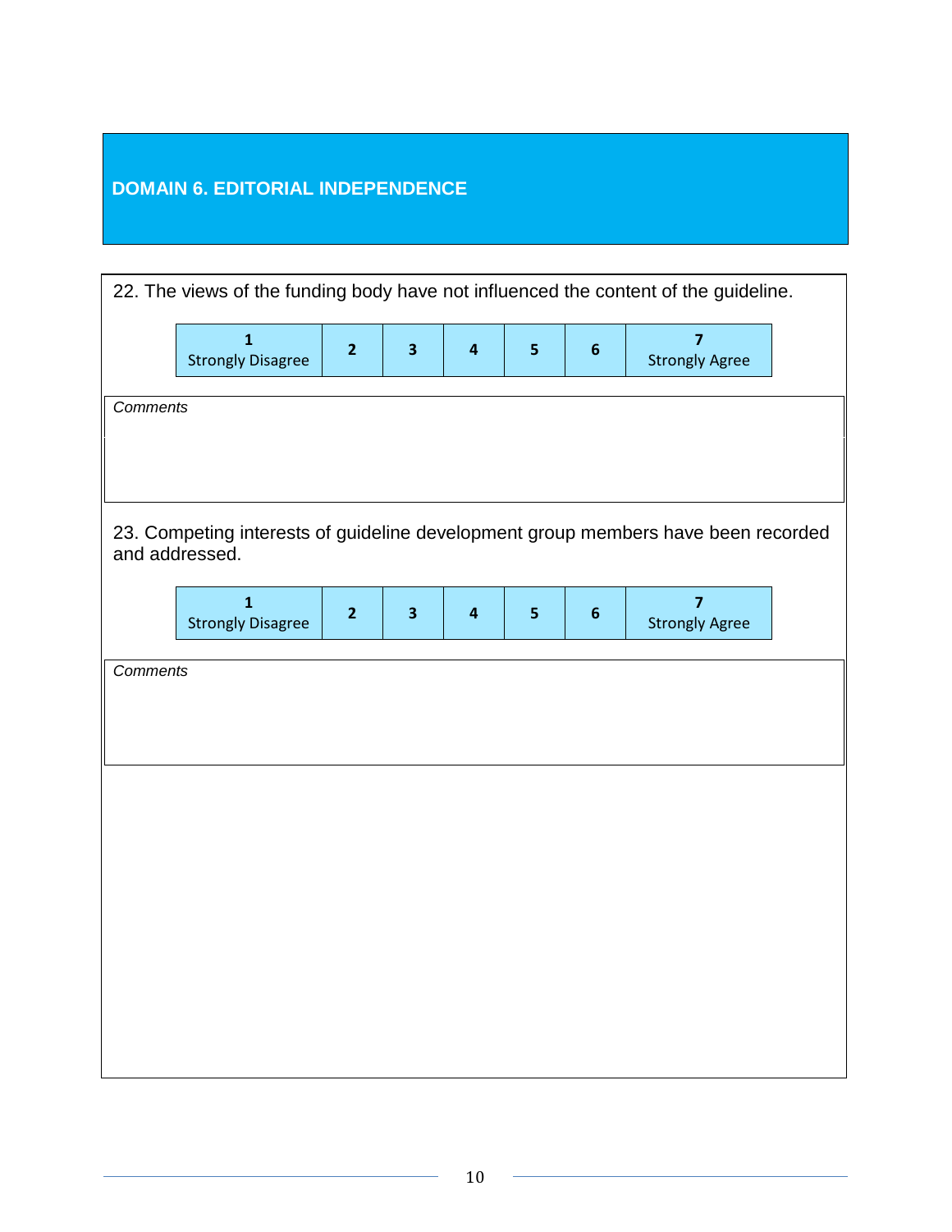## DOMAIN 6. EDITORIAL INDEPENDENCE

22. The views of the funding body have not influenced the content of the guideline.

| 1 Strongly Disagree | 2 | 3 | 4 | 5 | 6 | 7 Strongly Agree |
|---|---|---|---|---|---|---|

*Comments*

23. Competing interests of guideline development group members have been recorded and addressed.

| 1 Strongly Disagree | 2 | 3 | 4 | 5 | 6 | 7 Strongly Agree |
|---|---|---|---|---|---|---|

*Comments*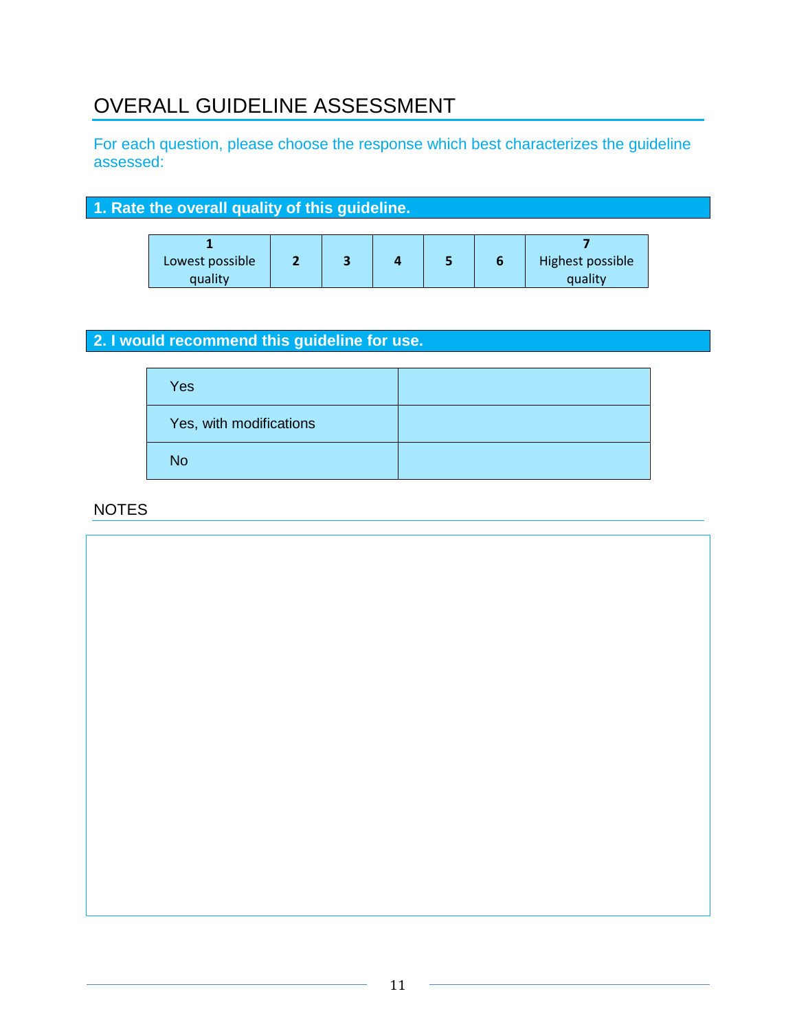# OVERALL GUIDELINE ASSESSMENT

For each question, please choose the response which best characterizes the guideline assessed:

## 1. Rate the overall quality of this guideline.

| 1 Lowest possible quality | 2 | 3 | 4 | 5 | 6 | 7 Highest possible quality |
|---|---|---|---|---|---|---|

## 2. I would recommend this guideline for use.

| | |
|---|---|
| Yes | |
| Yes, with modifications | |
| No | |

NOTES